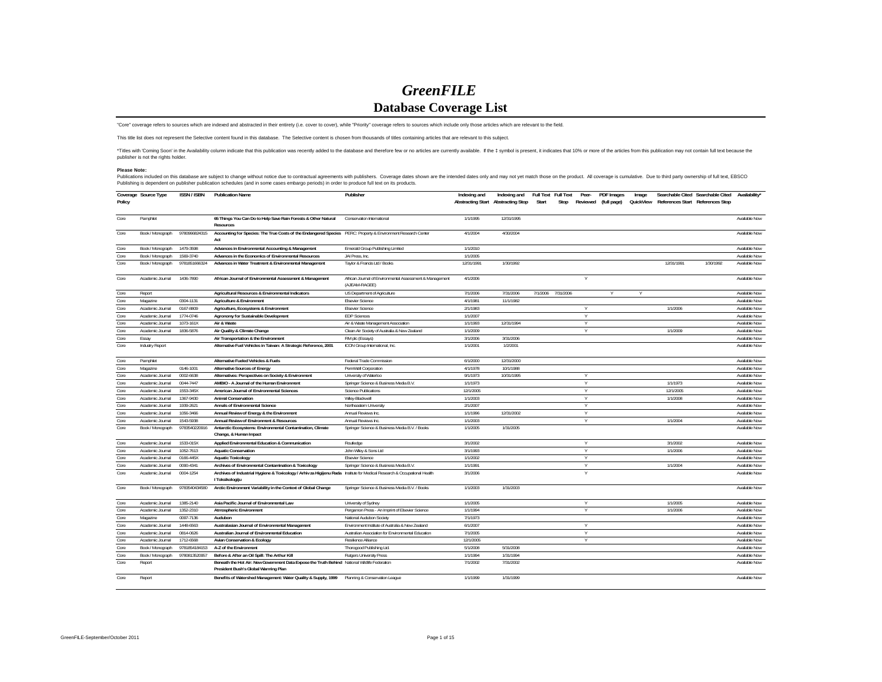# *GreenFILE*

## Database Coverage List

"Core" coverage refers to sources which are indexed and abstracted in their entirety (i.e. cover to cover), while "Priority" coverage refers to sources which include only those articles which are relevant to the field.

This title list does not represent the Selective content found in this database. The Selective content is chosen from thousands of titles containing articles that are relevant to this subject.

*Titles with 'Coming Soon' in the Availability column indicate that this publication was recently added to the database and therefore few or no articles are currently available. If the ‡ symbol is present, it indicates that 10% or more of the articles from this publication may not contain full text because the publisher is not the rights holder.

**Please Note:**
Publications included on this database are subject to change without notice due to contractual agreements with publishers. Coverage dates shown are the intended dates only and may not yet match those on the product. All coverage is cumulative. Due to third party ownership of full text, EBSCO Publishing is dependent on publisher publication schedules (and in some cases embargo periods) in order to produce full text on its products.

| Coverage Policy | Source Type | ISSN / ISBN | Publication Name | Publisher | Indexing and Abstracting Start | Indexing and Abstracting Stop | Full Text Start | Full Text Stop | Peer-Reviewed | PDF Images (full page) | Image QuickView | Searchable Cited References Start | Searchable Cited References Stop | Availability* |
|---|---|---|---|---|---|---|---|---|---|---|---|---|---|---|
| Core | Pamphlet | | **65 Things You Can Do to Help Save Rain Forests & Other Natural Resources** | Conservation International | 1/1/1995 | 12/31/1995 | | | | | | | | Available Now |
| Core | Book / Monograph | 9780966824315 | **Accounting for Species: The True Costs of the Endangered Species Act** | PERC: Property & Environment Research Center | 4/1/2004 | 4/30/2004 | | | | | | | | Available Now |
| Core | Book / Monograph | 1479-3598 | **Advances in Environmental Accounting & Management** | Emerald Group Publishing Limited | 1/1/2010 | | | | | | | | | Available Now |
| Core | Book / Monograph | 1569-3740 | **Advances in the Economics of Environmental Resources** | JAI Press, Inc. | 1/1/2005 | | | | | | | | | Available Now |
| Core | Book / Monograph | 9781851666324 | **Advances in Water Treatment & Environmental Management** | Taylor & Francis Ltd / Books | 12/31/1991 | 1/30/1992 | | | | | | 12/31/1991 | 1/30/1992 | Available Now |
| Core | Academic Journal | 1436-7890 | **African Journal of Environmental Assessment & Management** | African Journal of Environmental Assessment & Management (AJEAM-RAGEE) | 4/1/2006 | | | | Y | | | | | Available Now |
| Core | Report | | **Agricultural Resources & Environmental Indicators** | US Department of Agriculture | 7/1/2006 | 7/31/2006 | 7/1/2006 | 7/31/2006 | | Y | Y | | | Available Now |
| Core | Magazine | 0304-1131 | **Agriculture & Environment** | Elsevier Science | 4/1/1981 | 11/1/1982 | | | | | | | | Available Now |
| Core | Academic Journal | 0167-8809 | **Agriculture, Ecosystems & Environment** | Elsevier Science | 2/1/1983 | | | | Y | | | 1/1/2006 | | Available Now |
| Core | Academic Journal | 1774-0746 | **Agronomy for Sustainable Development** | EDP Sciences | 1/1/2007 | | | | Y | | | | | Available Now |
| Core | Academic Journal | 1073-161X | **Air & Waste** | Air & Waste Management Association | 1/1/1993 | 12/31/1994 | | | Y | | | | | Available Now |
| Core | Academic Journal | 1836-5876 | **Air Quality & Climate Change** | Clean Air Society of Australia & New Zealand | 1/1/2009 | | | | Y | | | 1/1/2009 | | Available Now |
| Core | Essay | | **Air Transportation & the Environment** | RM plc (Essays) | 3/1/2006 | 3/31/2006 | | | | | | | | Available Now |
| Core | Industry Report | | **Alternative Fuel Vehicles in Taiwan: A Strategic Reference, 2001** | ICON Group International, Inc. | 1/1/2001 | 1/2/2001 | | | | | | | | Available Now |
| Core | Pamphlet | | **Alternative Fueled Vehicles & Fuels** | Federal Trade Commission | 6/1/2000 | 12/31/2000 | | | | | | | | Available Now |
| Core | Magazine | 0146-1001 | **Alternative Sources of Energy** | PennWell Corporation | 4/1/1978 | 10/1/1988 | | | | | | | | Available Now |
| Core | Academic Journal | 0002-6638 | **Alternatives: Perspectives on Society & Environment** | University of Waterloo | 9/1/1973 | 10/31/1995 | | | Y | | | | | Available Now |
| Core | Academic Journal | 0044-7447 | **AMBIO - A Journal of the Human Environment** | Springer Science & Business Media B.V. | 1/1/1973 | | | | Y | | | 1/1/1973 | | Available Now |
| Core | Academic Journal | 1553-345X | **American Journal of Environmental Sciences** | Science Publications | 12/1/2005 | | | | Y | | | 12/1/2005 | | Available Now |
| Core | Academic Journal | 1367-9430 | **Animal Conservation** | Wiley-Blackwell | 1/1/2003 | | | | Y | | | 1/1/2008 | | Available Now |
| Core | Academic Journal | 1939-2621 | **Annals of Environmental Science** | Northeastern University | 2/1/2007 | | | | Y | | | | | Available Now |
| Core | Academic Journal | 1056-3466 | **Annual Review of Energy & the Environment** | Annual Reviews Inc. | 1/1/1996 | 12/31/2002 | | | Y | | | | | Available Now |
| Core | Academic Journal | 1543-5938 | **Annual Review of Environment & Resources** | Annual Reviews Inc. | 1/1/2003 | | | | Y | | | 1/1/2004 | | Available Now |
| Core | Book / Monograph | 9783540220916 | **Antarctic Ecosystems: Environmental Contamination, Climate Change, & Human Impact** | Springer Science & Business Media B.V. / Books | 1/1/2005 | 1/31/2005 | | | | | | | | Available Now |
| Core | Academic Journal | 1533-015X | **Applied Environmental Education & Communication** | Routledge | 3/1/2002 | | | | Y | | | 3/1/2002 | | Available Now |
| Core | Academic Journal | 1052-7613 | **Aquatic Conservation** | John Wiley & Sons Ltd | 3/1/1993 | | | | Y | | | 1/1/2006 | | Available Now |
| Core | Academic Journal | 0166-445X | **Aquatic Toxicology** | Elsevier Science | 1/1/2002 | | | | Y | | | | | Available Now |
| Core | Academic Journal | 0090-4341 | **Archives of Environmental Contamination & Toxicology** | Springer Science & Business Media B.V. | 1/1/1991 | | | | Y | | | 1/1/2004 | | Available Now |
| Core | Academic Journal | 0004-1254 | **Archives of Industrial Hygiene & Toxicology / Arhiv za Higijenu Rada I Toksikologiju** | Institute for Medical Research & Occupational Health | 3/1/2006 | | | | Y | | | | | Available Now |
| Core | Book / Monograph | 9783540434580 | **Arctic Environment Variability in the Context of Global Change** | Springer Science & Business Media B.V. / Books | 1/1/2003 | 1/31/2003 | | | | | | | | Available Now |
| Core | Academic Journal | 1385-2140 | **Asia Pacific Journal of Environmental Law** | University of Sydney | 1/1/2005 | | | | Y | | | 1/1/2005 | | Available Now |
| Core | Academic Journal | 1352-2310 | **Atmospheric Environment** | Pergamon Press - An Imprint of Elsevier Science | 1/1/1994 | | | | Y | | | 1/1/2006 | | Available Now |
| Core | Magazine | 0097-7136 | **Audubon** | National Audubon Society | 7/1/1973 | | | | | | | | | Available Now |
| Core | Academic Journal | 1448-6563 | **Australasian Journal of Environmental Management** | Environment Institute of Australia & New Zealand | 6/1/2007 | | | | Y | | | | | Available Now |
| Core | Academic Journal | 0814-0626 | **Australian Journal of Environmental Education** | Australian Association for Environmental Education | 7/1/2005 | | | | Y | | | | | Available Now |
| Core | Academic Journal | 1712-6568 | **Avian Conservation & Ecology** | Resilience Alliance | 12/1/2005 | | | | Y | | | | | Available Now |
| Core | Book / Monograph | 9781854184153 | **A-Z of the Environment** | Thorogood Publishing Ltd | 5/1/2008 | 5/31/2008 | | | | | | | | Available Now |
| Core | Book / Monograph | 9780813520957 | **Before & After an Oil Spill: The Arthur Kill** | Rutgers University Press | 1/1/1994 | 1/31/1994 | | | | | | | | Available Now |
| Core | Report | | **Beneath the Hot Air: New Government Data Expose the Truth Behind President Bush's Global Warming Plan** | National Wildlife Federation | 7/1/2002 | 7/31/2002 | | | | | | | | Available Now |
| Core | Report | | **Benefits of Watershed Management: Water Quality & Supply, 1999** | Planning & Conservation League | 1/1/1999 | 1/31/1999 | | | | | | | | Available Now |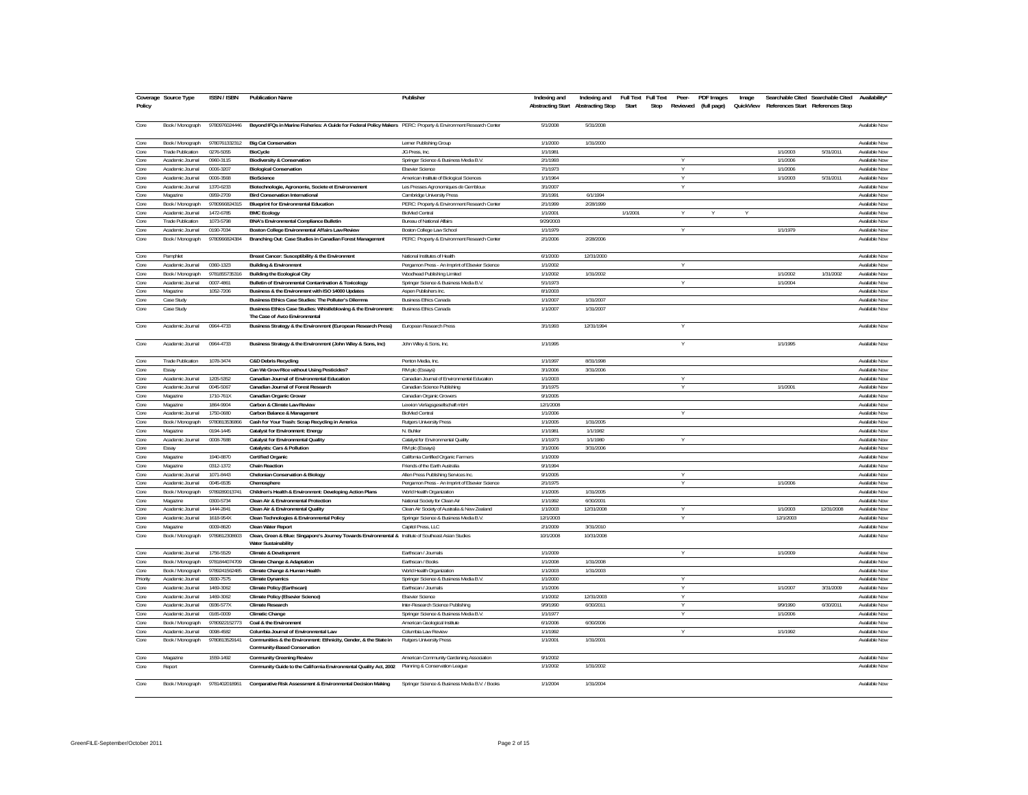| Coverage Policy | Source Type | ISSN / ISBN | Publication Name | Publisher | Indexing and Abstracting Start | Indexing and Abstracting Stop | Full Text Start | Full Text Stop | Peer-Reviewed | PDF Images (full page) | Image QuickView | Searchable Cited References Start | Searchable Cited References Stop | Availability* |
| --- | --- | --- | --- | --- | --- | --- | --- | --- | --- | --- | --- | --- | --- | --- |
| Core | Book / Monograph | 9780976024446 | Beyond IFQs in Marine Fisheries: A Guide for Federal Policy Makers | PERC: Property & Environment Research Center | 5/1/2008 | 5/31/2008 | | | | | | | | Available Now |
| Core | Book / Monograph | 9780761332312 | Big Cat Conservation | Lerner Publishing Group | 1/1/2000 | 1/31/2000 | | | | | | | | Available Now |
| Core | Trade Publication | 0276-5055 | BioCycle | JG Press, Inc. | 1/1/1981 | | | | | | | 1/1/2003 | 5/31/2011 | Available Now |
| Core | Academic Journal | 0960-3115 | Biodiversity & Conservation | Springer Science & Business Media B.V. | 2/1/1993 | | | | Y | | | 1/1/2006 | | Available Now |
| Core | Academic Journal | 0006-3207 | Biological Conservation | Elsevier Science | 7/1/1973 | | | | Y | | | 1/1/2006 | | Available Now |
| Core | Academic Journal | 0006-3568 | BioScience | American Institute of Biological Sciences | 1/1/1964 | | | | Y | | | 1/1/2003 | 5/31/2011 | Available Now |
| Core | Academic Journal | 1370-6233 | Biotechnologie, Agronomie, Societe et Environnement | Les Presses Agronomiques de Gembloux | 3/1/2007 | | | | Y | | | | | Available Now |
| Core | Magazine | 0959-2709 | Bird Conservation International | Cambridge University Press | 3/1/1991 | 6/1/1994 | | | | | | | | Available Now |
| Core | Book / Monograph | 9780966824315 | Blueprint for Environmental Education | PERC: Property & Environment Research Center | 2/1/1999 | 2/28/1999 | | | | | | | | Available Now |
| Core | Academic Journal | 1472-6785 | BMC Ecology | BioMed Central | 1/1/2001 | | 1/1/2001 | | Y | Y | Y | | | Available Now |
| Core | Trade Publication | 1073-5798 | BNA's Environmental Compliance Bulletin | Bureau of National Affairs | 9/29/2003 | | | | | | | | | Available Now |
| Core | Academic Journal | 0190-7034 | Boston College Environmental Affairs Law Review | Boston College Law School | 1/1/1979 | | | | Y | | | 1/1/1979 | | Available Now |
| Core | Book / Monograph | 9780966824384 | Branching Out: Case Studies in Canadian Forest Management | PERC: Property & Environment Research Center | 2/1/2006 | 2/28/2006 | | | | | | | | Available Now |
| Core | Pamphlet | | Breast Cancer: Susceptibility & the Environment | National Institutes of Health | 6/1/2000 | 12/31/2000 | | | | | | | | Available Now |
| Core | Academic Journal | 0360-1323 | Building & Environment | Pergamon Press - An Imprint of Elsevier Science | 1/1/2002 | | | | Y | | | | | Available Now |
| Core | Book / Monograph | 9781855735316 | Building the Ecological City | Woodhead Publishing Limited | 1/1/2002 | 1/31/2002 | | | | | | 1/1/2002 | 1/31/2002 | Available Now |
| Core | Academic Journal | 0007-4861 | Bulletin of Environmental Contamination & Toxicology | Springer Science & Business Media B.V. | 5/1/1973 | | | | Y | | | 1/1/2004 | | Available Now |
| Core | Magazine | 1052-7206 | Business & the Environment with ISO 14000 Updates | Aspen Publishers Inc. | 8/1/2003 | | | | | | | | | Available Now |
| Core | Case Study | | Business Ethics Case Studies: The Polluter's Dilemma | Business Ethics Canada | 1/1/2007 | 1/31/2007 | | | | | | | | Available Now |
| Core | Case Study | | Business Ethics Case Studies: Whistleblowing & the Environment: The Case of Avco Environmental | Business Ethics Canada | 1/1/2007 | 1/31/2007 | | | | | | | | Available Now |
| Core | Academic Journal | 0964-4733 | Business Strategy & the Environment (European Research Press) | European Research Press | 3/1/1993 | 12/31/1994 | | | Y | | | | | Available Now |
| Core | Academic Journal | 0964-4733 | Business Strategy & the Environment (John Wiley & Sons, Inc) | John Wiley & Sons, Inc. | 1/1/1995 | | | | Y | | | 1/1/1995 | | Available Now |
| Core | Trade Publication | 1078-3474 | C&D Debris Recycling | Penton Media, Inc. | 1/1/1997 | 8/31/1998 | | | | | | | | Available Now |
| Core | Essay | | Can We Grow Rice without Using Pesticides? | RM plc (Essays) | 3/1/2006 | 3/31/2006 | | | | | | | | Available Now |
| Core | Academic Journal | 1205-5352 | Canadian Journal of Environmental Education | Canadian Journal of Environmental Education | 1/1/2003 | | | | Y | | | | | Available Now |
| Core | Academic Journal | 0045-5067 | Canadian Journal of Forest Research | Canadian Science Publishing | 3/1/1975 | | | | Y | | | 1/1/2001 | | Available Now |
| Core | Magazine | 1710-761X | Canadian Organic Grower | Canadian Organic Growers | 9/1/2005 | | | | | | | | | Available Now |
| Core | Magazine | 1864-9904 | Carbon & Climate Law Review | Lexxion Verlagsgesellschaft mbH | 12/1/2008 | | | | | | | | | Available Now |
| Core | Academic Journal | 1750-0680 | Carbon Balance & Management | BioMed Central | 1/1/2006 | | | | Y | | | | | Available Now |
| Core | Book / Monograph | 9780813536866 | Cash for Your Trash: Scrap Recycling in America | Rutgers University Press | 1/1/2005 | 1/31/2005 | | | | | | | | Available Now |
| Core | Magazine | 0194-1445 | Catalyst for Environment: Energy | N. Buhler | 1/1/1981 | 1/1/1982 | | | | | | | | Available Now |
| Core | Academic Journal | 0008-7688 | Catalyst for Environmental Quality | Catalyst for Environmental Quality | 1/1/1973 | 1/1/1980 | | | Y | | | | | Available Now |
| Core | Essay | | Catalysts: Cars & Pollution | RM plc (Essays) | 3/1/2006 | 3/31/2006 | | | | | | | | Available Now |
| Core | Magazine | 1940-8870 | Certified Organic | California Certified Organic Farmers | 1/1/2009 | | | | | | | | | Available Now |
| Core | Magazine | 0312-1372 | Chain Reaction | Friends of the Earth Australia | 9/1/1994 | | | | | | | | | Available Now |
| Core | Academic Journal | 1071-8443 | Chelonian Conservation & Biology | Allen Press Publishing Services Inc. | 9/1/2005 | | | | Y | | | | | Available Now |
| Core | Academic Journal | 0045-6535 | Chemosphere | Pergamon Press - An Imprint of Elsevier Science | 2/1/1975 | | | | Y | | | 1/1/2006 | | Available Now |
| Core | Book / Monograph | 9789289013741 | Children's Health & Environment: Developing Action Plans | World Health Organization | 1/1/2005 | 1/31/2005 | | | | | | | | Available Now |
| Core | Magazine | 0300-5734 | Clean Air & Environmental Protection | National Society for Clean Air | 1/1/1992 | 6/30/2001 | | | | | | | | Available Now |
| Core | Academic Journal | 1444-2841 | Clean Air & Environmental Quality | Clean Air Society of Australia & New Zealand | 1/1/2003 | 12/31/2008 | | | Y | | | 1/1/2003 | 12/31/2008 | Available Now |
| Core | Academic Journal | 1618-954X | Clean Technologies & Environmental Policy | Springer Science & Business Media B.V. | 12/1/2003 | | | | Y | | | 12/1/2003 | | Available Now |
| Core | Magazine | 0009-8620 | Clean Water Report | Capitol Press, LLC | 2/1/2009 | 3/31/2010 | | | | | | | | Available Now |
| Core | Book / Monograph | 9789812308603 | Clean, Green & Blue: Singapore's Journey Towards Environmental & Water Sustainability | Institute of Southeast Asian Studies | 10/1/2008 | 10/31/2008 | | | | | | | | Available Now |
| Core | Academic Journal | 1756-5529 | Climate & Development | Earthscan / Journals | 1/1/2009 | | | | Y | | | 1/1/2009 | | Available Now |
| Core | Book / Monograph | 9781844074709 | Climate Change & Adaptation | Earthscan / Books | 1/1/2008 | 1/31/2008 | | | | | | | | Available Now |
| Core | Book / Monograph | 9789241562485 | Climate Change & Human Health | World Health Organization | 1/1/2003 | 1/31/2003 | | | | | | | | Available Now |
| Priority | Academic Journal | 0930-7575 | Climate Dynamics | Springer Science & Business Media B.V. | 1/1/2000 | | | | Y | | | | | Available Now |
| Core | Academic Journal | 1469-3062 | Climate Policy (Earthscan) | Earthscan / Journals | 1/1/2006 | | | | Y | | | 1/1/2007 | 3/31/2009 | Available Now |
| Core | Academic Journal | 1469-3062 | Climate Policy (Elsevier Science) | Elsevier Science | 1/1/2002 | 12/31/2003 | | | Y | | | | | Available Now |
| Core | Academic Journal | 0936-577X | Climate Research | Inter-Research Science Publishing | 9/9/1990 | 6/30/2011 | | | Y | | | 9/9/1990 | 6/30/2011 | Available Now |
| Core | Academic Journal | 0165-0009 | Climatic Change | Springer Science & Business Media B.V. | 1/1/1977 | | | | Y | | | 1/1/2006 | | Available Now |
| Core | Book / Monograph | 9780922152773 | Coal & the Environment | American Geological Institute | 6/1/2006 | 6/30/2006 | | | | | | | | Available Now |
| Core | Academic Journal | 0098-4582 | Columbia Journal of Environmental Law | Columbia Law Review | 1/1/1992 | | | | Y | | | 1/1/1992 | | Available Now |
| Core | Book / Monograph | 9780813529141 | Communities & the Environment: Ethnicity, Gender, & the State in Community-Based Conservation | Rutgers University Press | 1/1/2001 | 1/31/2001 | | | | | | | | Available Now |
| Core | Magazine | 1559-1492 | Community Greening Review | American Community Gardening Association | 9/1/2002 | | | | | | | | | Available Now |
| Core | Report | | Community Guide to the California Environmental Quality Act, 2002 | Planning & Conservation League | 1/1/2002 | 1/31/2002 | | | | | | | | Available Now |
| Core | Book / Monograph | 9781402018961 | Comparative Risk Assessment & Environmental Decision Making | Springer Science & Business Media B.V. / Books | 1/1/2004 | 1/31/2004 | | | | | | | | Available Now |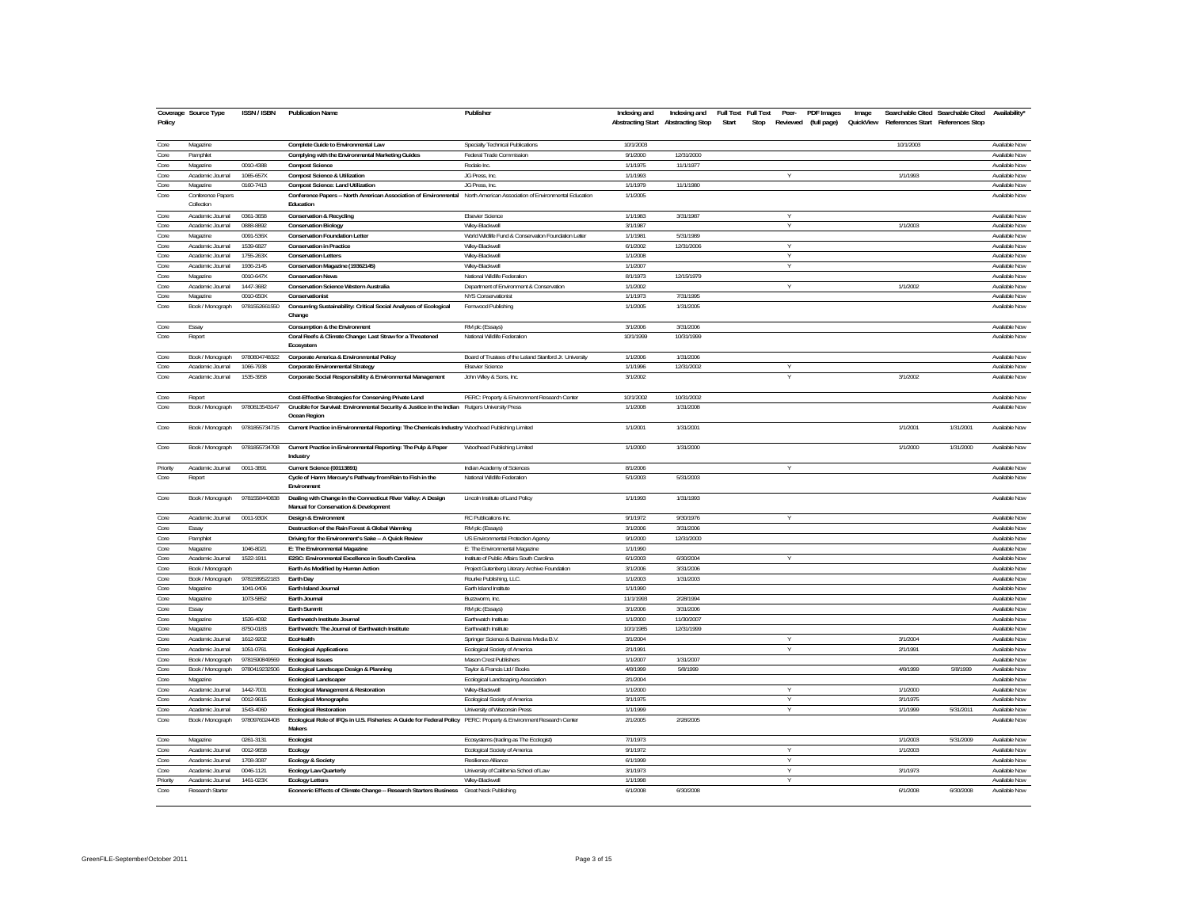| Coverage Policy | Source Type | ISSN / ISBN | Publication Name | Publisher | Indexing and Abstracting Start | Indexing and Abstracting Stop | Full Text Start | Full Text Stop | Peer-Reviewed | PDF Images (full page) | Image QuickView | Searchable Cited References Start | Searchable Cited References Stop | Availability* |
|---|---|---|---|---|---|---|---|---|---|---|---|---|---|---|
| Core | Magazine | | Complete Guide to Environmental Law | Specialty Technical Publications | 10/1/2003 | | | | | | | 10/1/2003 | | Available Now |
| Core | Pamphlet | | Complying with the Environmental Marketing Guides | Federal Trade Commission | 9/1/2000 | 12/31/2000 | | | | | | | | Available Now |
| Core | Magazine | 0010-4388 | Compost Science | Rodale Inc. | 1/1/1975 | 11/1/1977 | | | | | | | | Available Now |
| Core | Academic Journal | 1065-657X | Compost Science & Utilization | JG Press, Inc. | 1/1/1993 | | | | Y | | | 1/1/1993 | | Available Now |
| Core | Magazine | 0160-7413 | Compost Science: Land Utilization | JG Press, Inc. | 1/1/1979 | 11/1/1980 | | | | | | | | Available Now |
| Core | Conference Papers Collection | | Conference Papers -- North American Association of Environmental Education | North American Association of Environmental Education | 1/1/2005 | | | | | | | | | Available Now |
| Core | Academic Journal | 0361-3658 | Conservation & Recycling | Elsevier Science | 1/1/1983 | 3/31/1987 | | | Y | | | | | Available Now |
| Core | Academic Journal | 0888-8892 | Conservation Biology | Wiley-Blackwell | 3/1/1987 | | | | Y | | | 1/1/2003 | | Available Now |
| Core | Magazine | 0091-536X | Conservation Foundation Letter | World Wildlife Fund & Conservation Foundation Letter | 1/1/1981 | 5/31/1989 | | | | | | | | Available Now |
| Core | Academic Journal | 1539-6827 | Conservation in Practice | Wiley-Blackwell | 6/1/2002 | 12/31/2006 | | | Y | | | | | Available Now |
| Core | Academic Journal | 1755-263X | Conservation Letters | Wiley-Blackwell | 1/1/2008 | | | | Y | | | | | Available Now |
| Core | Academic Journal | 1936-2145 | Conservation Magazine (19362145) | Wiley-Blackwell | 1/1/2007 | | | | Y | | | | | Available Now |
| Core | Magazine | 0010-647X | Conservation News | National Wildlife Federation | 8/1/1973 | 12/15/1979 | | | | | | | | Available Now |
| Core | Academic Journal | 1447-3682 | Conservation Science Western Australia | Department of Environment & Conservation | 1/1/2002 | | | | Y | | | 1/1/2002 | | Available Now |
| Core | Magazine | 0010-650X | Conservationist | NYS Conservationist | 1/1/1973 | 7/31/1995 | | | | | | | | Available Now |
| Core | Book / Monograph | 9781552661550 | Consuming Sustainability: Critical Social Analyses of Ecological Change | Fernwood Publishing | 1/1/2005 | 1/31/2005 | | | | | | | | Available Now |
| Core | Essay | | Consumption & the Environment | RM plc (Essays) | 3/1/2006 | 3/31/2006 | | | | | | | | Available Now |
| Core | Report | | Coral Reefs & Climate Change: Last Straw for a Threatened Ecosystem | National Wildlife Federation | 10/1/1999 | 10/31/1999 | | | | | | | | Available Now |
| Core | Book / Monograph | 9780804748322 | Corporate America & Environmental Policy | Board of Trustees of the Leland Stanford Jr. University | 1/1/2006 | 1/31/2006 | | | | | | | | Available Now |
| Core | Academic Journal | 1066-7938 | Corporate Environmental Strategy | Elsevier Science | 1/1/1996 | 12/31/2002 | | | Y | | | | | Available Now |
| Core | Academic Journal | 1535-3958 | Corporate Social Responsibility & Environmental Management | John Wiley & Sons, Inc. | 3/1/2002 | | | | Y | | | 3/1/2002 | | Available Now |
| Core | Report | | Cost-Effective Strategies for Conserving Private Land | PERC: Property & Environment Research Center | 10/1/2002 | 10/31/2002 | | | | | | | | Available Now |
| Core | Book / Monograph | 9780813543147 | Crucible for Survival: Environmental Security & Justice in the Indian Ocean Region | Rutgers University Press | 1/1/2008 | 1/31/2008 | | | | | | | | Available Now |
| Core | Book / Monograph | 9781855734715 | Current Practice in Environmental Reporting: The Chemicals Industry | Woodhead Publishing Limited | 1/1/2001 | 1/31/2001 | | | | | | 1/1/2001 | 1/31/2001 | Available Now |
| Core | Book / Monograph | 9781855734708 | Current Practice in Environmental Reporting: The Pulp & Paper Industry | Woodhead Publishing Limited | 1/1/2000 | 1/31/2000 | | | | | | 1/1/2000 | 1/31/2000 | Available Now |
| Priority | Academic Journal | 0011-3891 | Current Science (00113891) | Indian Academy of Sciences | 8/1/2006 | | | | Y | | | | | Available Now |
| Core | Report | | Cycle of Harm: Mercury's Pathway from Rain to Fish in the Environment | National Wildlife Federation | 5/1/2003 | 5/31/2003 | | | | | | | | Available Now |
| Core | Book / Monograph | 9781558440838 | Dealing with Change in the Connecticut River Valley: A Design Manual for Conservation & Development | Lincoln Institute of Land Policy | 1/1/1993 | 1/31/1993 | | | | | | | | Available Now |
| Core | Academic Journal | 0011-930X | Design & Environment | RC Publications Inc. | 9/1/1972 | 9/30/1976 | | | Y | | | | | Available Now |
| Core | Essay | | Destruction of the Rain Forest & Global Warming | RM plc (Essays) | 3/1/2006 | 3/31/2006 | | | | | | | | Available Now |
| Core | Pamphlet | | Driving for the Environment's Sake -- A Quick Review | US Environmental Protection Agency | 9/1/2000 | 12/31/2000 | | | | | | | | Available Now |
| Core | Magazine | 1046-8021 | E: The Environmental Magazine | E: The Environmental Magazine | 1/1/1990 | | | | | | | | | Available Now |
| Core | Academic Journal | 1522-1911 | E2SC: Environmental Excellence in South Carolina | Institute of Public Affairs South Carolina | 6/1/2003 | 6/30/2004 | | | Y | | | | | Available Now |
| Core | Book / Monograph | | Earth As Modified by Human Action | Project Gutenberg Literary Archive Foundation | 3/1/2006 | 3/31/2006 | | | | | | | | Available Now |
| Core | Book / Monograph | 9781589522183 | Earth Day | Rourke Publishing, LLC. | 1/1/2003 | 1/31/2003 | | | | | | | | Available Now |
| Core | Magazine | 1041-0406 | Earth Island Journal | Earth Island Institute | 1/1/1990 | | | | | | | | | Available Now |
| Core | Magazine | 1073-5852 | Earth Journal | Buzzworm, Inc. | 11/1/1993 | 2/28/1994 | | | | | | | | Available Now |
| Core | Essay | | Earth Summit | RM plc (Essays) | 3/1/2006 | 3/31/2006 | | | | | | | | Available Now |
| Core | Magazine | 1526-4092 | Earthwatch Institute Journal | Earthwatch Institute | 1/1/2000 | 11/30/2007 | | | | | | | | Available Now |
| Core | Magazine | 8750-0183 | Earthwatch: The Journal of Earthwatch Institute | Earthwatch Institute | 10/1/1985 | 12/31/1999 | | | | | | | | Available Now |
| Core | Academic Journal | 1612-9202 | EcoHealth | Springer Science & Business Media B.V. | 3/1/2004 | | | | Y | | | 3/1/2004 | | Available Now |
| Core | Academic Journal | 1051-0761 | Ecological Applications | Ecological Society of America | 2/1/1991 | | | | Y | | | 2/1/1991 | | Available Now |
| Core | Book / Monograph | 9781590848569 | Ecological Issues | Mason Crest Publishers | 1/1/2007 | 1/31/2007 | | | | | | | | Available Now |
| Core | Book / Monograph | 9780419232506 | Ecological Landscape Design & Planning | Taylor & Francis Ltd / Books | 4/8/1999 | 5/8/1999 | | | | | | 4/8/1999 | 5/8/1999 | Available Now |
| Core | Magazine | | Ecological Landscaper | Ecological Landscaping Association | 2/1/2004 | | | | | | | | | Available Now |
| Core | Academic Journal | 1442-7001 | Ecological Management & Restoration | Wiley-Blackwell | 1/1/2000 | | | | Y | | | 1/1/2000 | | Available Now |
| Core | Academic Journal | 0012-9615 | Ecological Monographs | Ecological Society of America | 3/1/1975 | | | | Y | | | 3/1/1975 | | Available Now |
| Core | Academic Journal | 1543-4060 | Ecological Restoration | University of Wisconsin Press | 1/1/1999 | | | | Y | | | 1/1/1999 | 5/31/2011 | Available Now |
| Core | Book / Monograph | 9780976024408 | Ecological Role of IFQs in U.S. Fisheries: A Guide for Federal Policy Makers | PERC: Property & Environment Research Center | 2/1/2005 | 2/28/2005 | | | | | | | | Available Now |
| Core | Magazine | 0261-3131 | Ecologist | Ecosystems (trading as The Ecologist) | 7/1/1973 | | | | | | | 1/1/2003 | 5/31/2009 | Available Now |
| Core | Academic Journal | 0012-9658 | Ecology | Ecological Society of America | 9/1/1972 | | | | Y | | | 1/1/2003 | | Available Now |
| Core | Academic Journal | 1708-3087 | Ecology & Society | Resilience Alliance | 6/1/1999 | | | | Y | | | | | Available Now |
| Core | Academic Journal | 0046-1121 | Ecology Law Quarterly | University of California School of Law | 3/1/1973 | | | | Y | | | 3/1/1973 | | Available Now |
| Priority | Academic Journal | 1461-023X | Ecology Letters | Wiley-Blackwell | 1/1/1998 | | | | Y | | | | | Available Now |
| Core | Research Starter | | Economic Effects of Climate Change -- Research Starters Business | Great Neck Publishing | 6/1/2008 | 6/30/2008 | | | | | | 6/1/2008 | 6/30/2008 | Available Now |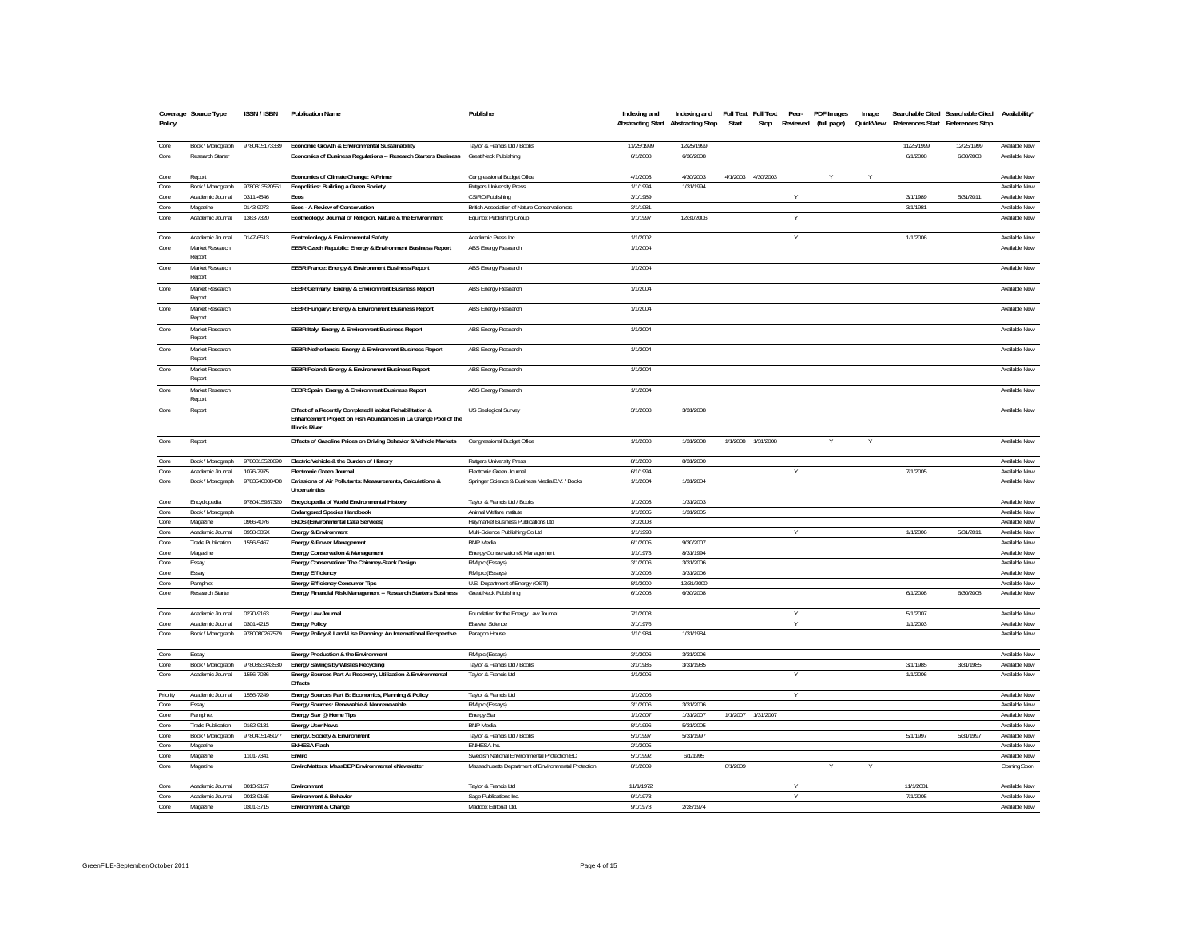| Coverage Policy | Source Type | ISSN / ISBN | Publication Name | Publisher | Indexing and Abstracting Start | Indexing and Abstracting Stop | Full Text Start | Full Text Stop | Peer-Reviewed | PDF Images (full page) | Image QuickView | Searchable Cited References Start | Searchable Cited References Stop | Availability* |
|---|---|---|---|---|---|---|---|---|---|---|---|---|---|---|
| Core | Book / Monograph | 9780415173339 | Economic Growth & Environmental Sustainability | Taylor & Francis Ltd / Books | 11/25/1999 | 12/25/1999 | | | | | | 11/25/1999 | 12/25/1999 | Available Now |
| Core | Research Starter | | Economics of Business Regulations -- Research Starters Business | Great Neck Publishing | 6/1/2008 | 6/30/2008 | | | | | | 6/1/2008 | 6/30/2008 | Available Now |
| Core | Report | | Economics of Climate Change: A Primer | Congressional Budget Office | 4/1/2003 | 4/30/2003 | 4/1/2003 | 4/30/2003 | | Y | Y | | | Available Now |
| Core | Book / Monograph | 9780813520551 | Ecopolitics: Building a Green Society | Rutgers University Press | 1/1/1994 | 1/31/1994 | | | | | | | | Available Now |
| Core | Academic Journal | 0311-4546 | Ecos | CSIRO Publishing | 3/1/1989 | | | | Y | | | 3/1/1989 | 5/31/2011 | Available Now |
| Core | Magazine | 0143-9073 | Ecos - A Review of Conservation | British Association of Nature Conservationists | 3/1/1981 | | | | | | | 3/1/1981 | | Available Now |
| Core | Academic Journal | 1363-7320 | Ecotheology: Journal of Religion, Nature & the Environment | Equinox Publishing Group | 1/1/1997 | 12/31/2006 | | | Y | | | | | Available Now |
| Core | Academic Journal | 0147-6513 | Ecotoxicology & Environmental Safety | Academic Press Inc. | 1/1/2002 | | | | Y | | | 1/1/2006 | | Available Now |
| Core | Market Research Report | | EEBR Czech Republic: Energy & Environment Business Report | ABS Energy Research | 1/1/2004 | | | | | | | | | Available Now |
| Core | Market Research Report | | EEBR France: Energy & Environment Business Report | ABS Energy Research | 1/1/2004 | | | | | | | | | Available Now |
| Core | Market Research Report | | EEBR Germany: Energy & Environment Business Report | ABS Energy Research | 1/1/2004 | | | | | | | | | Available Now |
| Core | Market Research Report | | EEBR Hungary: Energy & Environment Business Report | ABS Energy Research | 1/1/2004 | | | | | | | | | Available Now |
| Core | Market Research Report | | EEBR Italy: Energy & Environment Business Report | ABS Energy Research | 1/1/2004 | | | | | | | | | Available Now |
| Core | Market Research Report | | EEBR Netherlands: Energy & Environment Business Report | ABS Energy Research | 1/1/2004 | | | | | | | | | Available Now |
| Core | Market Research Report | | EEBR Poland: Energy & Environment Business Report | ABS Energy Research | 1/1/2004 | | | | | | | | | Available Now |
| Core | Market Research Report | | EEBR Spain: Energy & Environment Business Report | ABS Energy Research | 1/1/2004 | | | | | | | | | Available Now |
| Core | Report | | Effect of a Recently Completed Habitat Rehabilitation & Enhancement Project on Fish Abundances in La Grange Pool of the Illinois River | US Geological Survey | 3/1/2008 | 3/31/2008 | | | | | | | | Available Now |
| Core | Report | | Effects of Gasoline Prices on Driving Behavior & Vehicle Markets | Congressional Budget Office | 1/1/2008 | 1/31/2008 | 1/1/2008 | 1/31/2008 | | Y | Y | | | Available Now |
| Core | Book / Monograph | 9780813528090 | Electric Vehicle & the Burden of History | Rutgers University Press | 8/1/2000 | 8/31/2000 | | | | | | | | Available Now |
| Core | Academic Journal | 1076-7975 | Electronic Green Journal | Electronic Green Journal | 6/1/1994 | | | | Y | | | 7/1/2005 | | Available Now |
| Core | Book / Monograph | 9783540008408 | Emissions of Air Pollutants: Measurements, Calculations & Uncertainties | Springer Science & Business Media B.V. / Books | 1/1/2004 | 1/31/2004 | | | | | | | | Available Now |
| Core | Encyclopedia | 9780415937320 | Encyclopedia of World Environmental History | Taylor & Francis Ltd / Books | 1/1/2003 | 1/31/2003 | | | | | | | | Available Now |
| Core | Book / Monograph | | Endangered Species Handbook | Animal Welfare Institute | 1/1/2005 | 1/31/2005 | | | | | | | | Available Now |
| Core | Magazine | 0966-4076 | ENDS (Environmental Data Services) | Haymarket Business Publications Ltd | 3/1/2008 | | | | | | | | | Available Now |
| Core | Academic Journal | 0958-305X | Energy & Environment | Multi-Science Publishing Co Ltd | 1/1/1993 | | | | Y | | | 1/1/2006 | 5/31/2011 | Available Now |
| Core | Trade Publication | 1556-5467 | Energy & Power Management | BNP Media | 6/1/2005 | 9/30/2007 | | | | | | | | Available Now |
| Core | Magazine | | Energy Conservation & Management | Energy Conservation & Management | 1/1/1973 | 8/31/1994 | | | | | | | | Available Now |
| Core | Essay | | Energy Conservation: The Chimney-Stack Design | RM plc (Essays) | 3/1/2006 | 3/31/2006 | | | | | | | | Available Now |
| Core | Essay | | Energy Efficiency | RM plc (Essays) | 3/1/2006 | 3/31/2006 | | | | | | | | Available Now |
| Core | Pamphlet | | Energy Efficiency Consumer Tips | U.S. Department of Energy (OSTI) | 8/1/2000 | 12/31/2000 | | | | | | | | Available Now |
| Core | Research Starter | | Energy Financial Risk Management -- Research Starters Business | Great Neck Publishing | 6/1/2008 | 6/30/2008 | | | | | | 6/1/2008 | 6/30/2008 | Available Now |
| Core | Academic Journal | 0270-9163 | Energy Law Journal | Foundation for the Energy Law Journal | 7/1/2003 | | | | Y | | | 5/1/2007 | | Available Now |
| Core | Academic Journal | 0301-4215 | Energy Policy | Elsevier Science | 3/1/1976 | | | | Y | | | 1/1/2003 | | Available Now |
| Core | Book / Monograph | 9780080267579 | Energy Policy & Land-Use Planning: An International Perspective | Paragon House | 1/1/1984 | 1/31/1984 | | | | | | | | Available Now |
| Core | Essay | | Energy Production & the Environment | RM plc (Essays) | 3/1/2006 | 3/31/2006 | | | | | | | | Available Now |
| Core | Book / Monograph | 9780853343530 | Energy Savings by Wastes Recycling | Taylor & Francis Ltd / Books | 3/1/1985 | 3/31/1985 | | | | | | 3/1/1985 | 3/31/1985 | Available Now |
| Core | Academic Journal | 1556-7036 | Energy Sources Part A: Recovery, Utilization & Environmental Effects | Taylor & Francis Ltd | 1/1/2006 | | | | Y | | | 1/1/2006 | | Available Now |
| Priority | Academic Journal | 1556-7249 | Energy Sources Part B: Economics, Planning & Policy | Taylor & Francis Ltd | 1/1/2006 | | | | Y | | | | | Available Now |
| Core | Essay | | Energy Sources: Renewable & Nonrenewable | RM plc (Essays) | 3/1/2006 | 3/31/2006 | | | | | | | | Available Now |
| Core | Pamphlet | | Energy Star @ Home Tips | Energy Star | 1/1/2007 | 1/31/2007 | 1/1/2007 | 1/31/2007 | | | | | | Available Now |
| Core | Trade Publication | 0162-9131 | Energy User News | BNP Media | 8/1/1996 | 5/31/2005 | | | | | | | | Available Now |
| Core | Book / Monograph | 9780415145077 | Energy, Society & Environment | Taylor & Francis Ltd / Books | 5/1/1997 | 5/31/1997 | | | | | | 5/1/1997 | 5/31/1997 | Available Now |
| Core | Magazine | | ENHESA Flash | ENHESA Inc. | 2/1/2005 | | | | | | | | | Available Now |
| Core | Magazine | 1101-7341 | Enviro | Swedish National Environmental Protection BD | 5/1/1992 | 6/1/1995 | | | | | | | | Available Now |
| Core | Magazine | | EnviroMatters: MassDEP Environmental eNewsletter | Massachusetts Department of Environmental Protection | 8/1/2009 | | 8/1/2009 | | | Y | Y | | | Coming Soon |
| Core | Academic Journal | 0013-9157 | Environment | Taylor & Francis Ltd | 11/1/1972 | | | | Y | | | 11/1/2001 | | Available Now |
| Core | Academic Journal | 0013-9165 | Environment & Behavior | Sage Publications Inc. | 9/1/1973 | | | | Y | | | 7/1/2005 | | Available Now |
| Core | Magazine | 0301-3715 | Environment & Change | Maddox Editorial Ltd | 9/1/1973 | 2/28/1974 | | | | | | | | Available Now |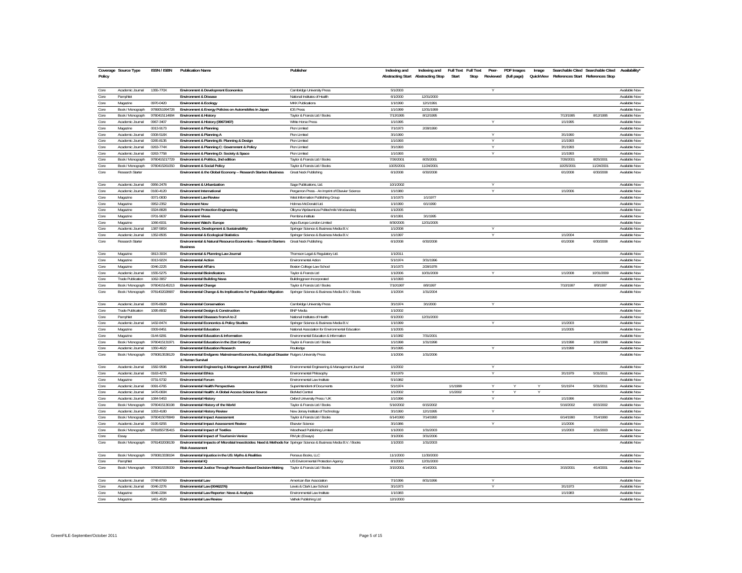| Coverage Policy | Source Type | ISSN / ISBN | Publication Name | Publisher | Indexing and Abstracting Start | Indexing and Abstracting Stop | Full Text Start | Full Text Stop | Peer-Reviewed | PDF Images (full page) | Image QuickView | Searchable Cited References Start | Searchable Cited References Stop | Availability* |
|---|---|---|---|---|---|---|---|---|---|---|---|---|---|---|
| Core | Academic Journal | 1355-770X | **Environment & Development Economics** | Cambridge University Press | 5/1/2003 | | | | Y | | | | | Available Now |
| Core | Pamphlet | | **Environment & Disease** | National Institutes of Health | 6/1/2000 | 12/31/2000 | | | | | | | | Available Now |
| Core | Magazine | 0970-0420 | **Environment & Ecology** | MKK Publications | 1/1/1990 | 12/1/1991 | | | | | | | | Available Now |
| Core | Book / Monograph | 9789051994728 | **Environment & Energy Policies on Automobiles in Japan** | IOS Press | 1/1/1999 | 12/31/1999 | | | | | | | | Available Now |
| Core | Book / Monograph | 9780415114684 | **Environment & History** | Taylor & Francis Ltd / Books | 7/13/1995 | 8/12/1995 | | | | | | 7/13/1995 | 8/12/1995 | Available Now |
| Core | Academic Journal | 0967-3407 | **Environment & History (09673407)** | White Horse Press | 1/1/1995 | | | | Y | | | 1/1/1995 | | Available Now |
| Core | Magazine | 0013-9173 | **Environment & Planning** | Pion Limited | 7/1/1973 | 2/28/1990 | | | | | | | | Available Now |
| Core | Academic Journal | 0308-518X | **Environment & Planning A** | Pion Limited | 3/1/1990 | | | | Y | | | 3/1/1990 | | Available Now |
| Core | Academic Journal | 0265-8135 | **Environment & Planning B: Planning & Design** | Pion Limited | 1/1/1993 | | | | Y | | | 1/1/1993 | | Available Now |
| Core | Academic Journal | 0263-774X | **Environment & Planning C: Government & Policy** | Pion Limited | 3/1/1993 | | | | Y | | | 3/1/1993 | | Available Now |
| Core | Academic Journal | 0263-7758 | **Environment & Planning D: Society & Space** | Pion Limited | 1/1/1993 | | | | Y | | | 1/1/1993 | | Available Now |
| Core | Book / Monograph | 9780415217729 | **Environment & Politics, 2nd edition** | Taylor & Francis Ltd / Books | 7/26/2001 | 8/25/2001 | | | | | | 7/26/2001 | 8/25/2001 | Available Now |
| Core | Book / Monograph | 9780415261050 | **Environment & Social Policy** | Taylor & Francis Ltd / Books | 10/25/2001 | 11/24/2001 | | | | | | 10/25/2001 | 11/24/2001 | Available Now |
| Core | Research Starter | | **Environment & the Global Economy -- Research Starters Business** | Great Neck Publishing | 6/1/2008 | 6/30/2008 | | | | | | 6/1/2008 | 6/30/2008 | Available Now |
| Core | Academic Journal | 0956-2478 | **Environment & Urbanization** | Sage Publications, Ltd. | 10/1/2002 | | | | Y | | | | | Available Now |
| Core | Academic Journal | 0160-4120 | **Environment International** | Pergamon Press - An Imprint of Elsevier Science | 1/1/1980 | | | | Y | | | 1/1/2006 | | Available Now |
| Core | Magazine | 0071-0830 | **Environment Law Review** | West Information Publishing Group | 1/1/1973 | 1/1/1977 | | | | | | | | Available Now |
| Core | Magazine | 0952-2352 | **Environment Now** | Holmes McDonald Ltd. | 1/1/1990 | 6/1/1990 | | | | | | | | Available Now |
| Core | Magazine | 0324-8828 | **Environment Protection Engineering** | Oficyna Wydawnicza Politechniki Wroclawskiej | 1/1/2005 | | | | | | | | | Available Now |
| Core | Magazine | 0701-9637 | **Environment Views** | Pembina Institute | 6/1/1991 | 3/1/1995 | | | | | | | | Available Now |
| Core | Magazine | 1066-6001 | **Environment Watch: Europe** | Agra Europe London Limited | 8/30/2005 | 12/31/2005 | | | | | | | | Available Now |
| Core | Academic Journal | 1387-585X | **Environment, Development & Sustainability** | Springer Science & Business Media B.V. | 1/1/2008 | | | | Y | | | | | Available Now |
| Core | Academic Journal | 1352-8505 | **Environmental & Ecological Statistics** | Springer Science & Business Media B.V. | 1/1/1997 | | | | Y | | | 1/1/2004 | | Available Now |
| Core | Research Starter | | **Environmental & Natural Resource Economics -- Research Starters Business** | Great Neck Publishing | 6/1/2008 | 6/30/2008 | | | | | | 6/1/2008 | 6/30/2008 | Available Now |
| Core | Magazine | 0813-300X | **Environmental & Planning Law Journal** | Thomson Legal & Regulatory Ltd. | 1/1/2011 | | | | | | | | | Available Now |
| Core | Magazine | 0013-922X | **Environmental Action** | Environmental Action | 5/1/1974 | 3/31/1996 | | | | | | | | Available Now |
| Core | Magazine | 0046-2225 | **Environmental Affairs** | Boston College Law School | 3/1/1973 | 2/28/1978 | | | | | | | | Available Now |
| Core | Academic Journal | 1555-5275 | **Environmental Bioindicators** | Taylor & Francis Ltd | 1/1/2006 | 10/31/2009 | | | Y | | | 1/1/2008 | 10/31/2009 | Available Now |
| Core | Trade Publication | 1062-3957 | **Environmental Building News** | Buildinggreen Incorporated | 1/1/1993 | | | | | | | | | Available Now |
| Core | Book / Monograph | 9780415145213 | **Environmental Change** | Taylor & Francis Ltd / Books | 7/10/1997 | 8/9/1997 | | | | | | 7/10/1997 | 8/9/1997 | Available Now |
| Core | Book / Monograph | 9781402028687 | **Environmental Change & Its Implications for Population Migration** | Springer Science & Business Media B.V. / Books | 1/1/2004 | 1/31/2004 | | | | | | | | Available Now |
| Core | Academic Journal | 0376-8929 | **Environmental Conservation** | Cambridge University Press | 3/1/1974 | 3/1/2000 | | | Y | | | | | Available Now |
| Core | Trade Publication | 1095-8932 | **Environmental Design & Construction** | BNP Media | 1/1/2002 | | | | | | | | | Available Now |
| Core | Pamphlet | | **Environmental Diseases from A to Z** | National Institutes of Health | 6/1/2000 | 12/31/2000 | | | | | | | | Available Now |
| Core | Academic Journal | 1432-847X | **Environmental Economics & Policy Studies** | Springer Science & Business Media B.V. | 1/1/1999 | | | | Y | | | 1/1/2003 | | Available Now |
| Core | Magazine | 0309-8451 | **Environmental Education** | National Association for Environmental Education | 1/1/2005 | | | | | | | 1/1/2005 | | Available Now |
| Core | Magazine | 0144-9281 | **Environmental Education & Information** | Environmental Education & Information | 1/1/1982 | 7/31/2001 | | | | | | | | Available Now |
| Core | Book / Monograph | 9780415131971 | **Environmental Education in the 21st Century** | Taylor & Francis Ltd / Books | 1/1/1998 | 1/31/1998 | | | | | | 1/1/1998 | 1/31/1998 | Available Now |
| Core | Academic Journal | 1350-4622 | **Environmental Education Research** | Routledge | 3/1/1995 | | | | Y | | | 1/1/1999 | | Available Now |
| Core | Book / Monograph | 9780813538129 | **Environmental Endgame: Mainstream Economics, Ecological Disaster & Human Survival** | Rutgers University Press | 1/1/2006 | 1/31/2006 | | | | | | | | Available Now |
| Core | Academic Journal | 1582-9596 | **Environmental Engineering & Management Journal (EEMJ)** | Environmental Engineering & Management Journal | 1/1/2002 | | | | Y | | | | | Available Now |
| Core | Academic Journal | 0163-4275 | **Environmental Ethics** | Environmental Philosophy | 3/1/1979 | | | | Y | | | 3/1/1979 | 5/31/2011 | Available Now |
| Core | Magazine | 0731-5732 | **Environmental Forum** | Environmental Law Institute | 5/1/1982 | | | | | | | | | Available Now |
| Core | Academic Journal | 0091-6765 | **Environmental Health Perspectives** | Superintendent of Documents | 5/1/1974 | | 1/1/1999 | | Y | Y | Y | 5/1/1974 | 5/31/2011 | Available Now |
| Core | Academic Journal | 1476-069X | **Environmental Health: A Global Access Science Source** | BioMed Central | 1/1/2002 | | 1/1/2002 | | Y | Y | Y | | | Available Now |
| Core | Academic Journal | 1084-5453 | **Environmental History** | Oxford University Press / UK | 1/1/1996 | | | | Y | | | 1/1/1996 | | Available Now |
| Core | Book / Monograph | 9780415136198 | **Environmental History of the World** | Taylor & Francis Ltd / Books | 5/16/2002 | 6/15/2002 | | | | | | 5/16/2002 | 6/15/2002 | Available Now |
| Core | Academic Journal | 1053-4180 | **Environmental History Review** | New Jersey Institute of Technology | 3/1/1990 | 12/1/1995 | | | Y | | | | | Available Now |
| Core | Book / Monograph | 9780415078849 | **Environmental Impact Assessment** | Taylor & Francis Ltd / Books | 6/14/1990 | 7/14/1990 | | | | | | 6/14/1990 | 7/14/1990 | Available Now |
| Core | Academic Journal | 0195-9255 | **Environmental Impact Assessment Review** | Elsevier Science | 3/1/1986 | | | | Y | | | 1/1/2006 | | Available Now |
| Core | Book / Monograph | 9781855735415 | **Environmental Impact of Textiles** | Woodhead Publishing Limited | 1/1/2003 | 1/31/2003 | | | | | | 1/1/2003 | 1/31/2003 | Available Now |
| Core | Essay | | **Environmental Impact of Tourism in Venice** | RM plc (Essays) | 3/1/2006 | 3/31/2006 | | | | | | | | Available Now |
| Core | Book / Monograph | 9781402008139 | **Environmental Impacts of Microbial Insecticides: Need & Methods for Risk Assessment** | Springer Science & Business Media B.V. / Books | 1/1/2003 | 1/31/2003 | | | | | | | | Available Now |
| Core | Book / Monograph | 9780813338194 | **Environmental Injustice in the US: Myths & Realities** | Perseus Books, LLC | 11/1/2000 | 11/30/2000 | | | | | | | | Available Now |
| Core | Pamphlet | | **Environmental IQ** | US Environmental Protection Agency | 8/1/2000 | 12/31/2000 | | | | | | | | Available Now |
| Core | Book / Monograph | 9780815335009 | **Environmental Justice Through Research-Based Decision-Making** | Taylor & Francis Ltd / Books | 3/15/2001 | 4/14/2001 | | | | | | 3/15/2001 | 4/14/2001 | Available Now |
| Core | Academic Journal | 0748-8769 | **Environmental Law** | American Bar Association | 7/1/1996 | 8/31/1996 | | | Y | | | | | Available Now |
| Core | Academic Journal | 0046-2276 | **Environmental Law (00462276)** | Lewis & Clark Law School | 3/1/1973 | | | | Y | | | 3/1/1973 | | Available Now |
| Core | Magazine | 0046-2284 | **Environmental Law Reporter: News & Analysis** | Environmental Law Institute | 1/1/1983 | | | | | | | 1/1/1983 | | Available Now |
| Core | Magazine | 1461-4529 | **Environmental Law Review** | Vathek Publishing Ltd | 12/1/2000 | | | | | | | | | Available Now |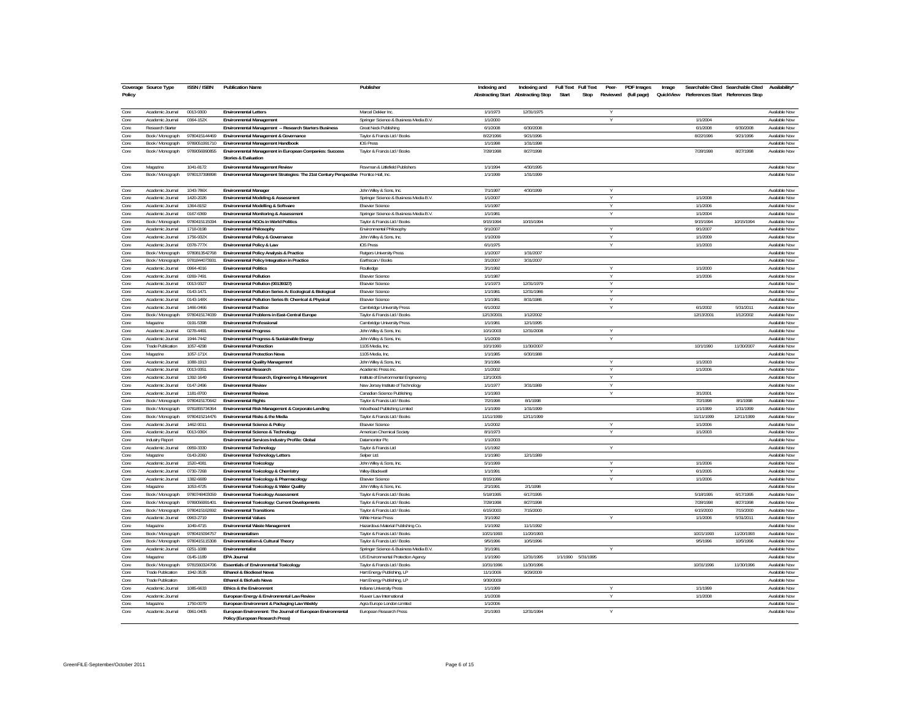| Coverage Policy | Source Type | ISSN / ISBN | Publication Name | Publisher | Indexing and Abstracting Start | Indexing and Abstracting Stop | Full Text Start | Full Text Stop | Peer-Reviewed | PDF Images (full page) | Image QuickView | Searchable Cited References Start | Searchable Cited References Stop | Availability* |
|---|---|---|---|---|---|---|---|---|---|---|---|---|---|---|
| Core | Academic Journal | 0013-9300 | Environmental Letters | Marcel Dekker Inc. | 1/1/1973 | 12/31/1975 | | | Y | | | | | Available Now |
| Core | Academic Journal | 0364-152X | Environmental Management | Springer Science & Business Media B.V. | 1/1/2000 | | | | Y | | | 1/1/2004 | | Available Now |
| Core | Research Starter | | Environmental Management -- Research Starters Business | Great Neck Publishing | 6/1/2008 | 6/30/2008 | | | | | | 6/1/2008 | 6/30/2008 | Available Now |
| Core | Book / Monograph | 9780415144469 | Environmental Management & Governance | Taylor & Francis Ltd / Books | 8/22/1996 | 9/21/1996 | | | | | | 8/22/1996 | 9/21/1996 | Available Now |
| Core | Book / Monograph | 9789051991710 | Environmental Management Handbook | IOS Press | 1/1/1998 | 1/31/1998 | | | | | | | | Available Now |
| Core | Book / Monograph | 9789056990855 | Environmental Management in European Companies: Success Stories & Evaluation | Taylor & Francis Ltd / Books | 7/28/1998 | 8/27/1998 | | | | | | 7/28/1998 | 8/27/1998 | Available Now |
| Core | Magazine | 1041-8172 | Environmental Management Review | Rowman & Littlefield Publishers | 1/1/1994 | 4/30/1995 | | | | | | | | Available Now |
| Core | Book / Monograph | 9780137398898 | Environmental Management Strategies: The 21st Century Perspective | Prentice Hall, Inc. | 1/1/1999 | 1/31/1999 | | | | | | | | Available Now |
| Core | Academic Journal | 1043-786X | Environmental Manager | John Wiley & Sons, Inc. | 7/1/1997 | 4/30/1999 | | | Y | | | | | Available Now |
| Core | Academic Journal | 1420-2026 | Environmental Modeling & Assessment | Springer Science & Business Media B.V. | 1/1/2007 | | | | Y | | | 1/1/2008 | | Available Now |
| Core | Academic Journal | 1364-8152 | Environmental Modelling & Software | Elsevier Science | 1/1/1997 | | | | Y | | | 1/1/2006 | | Available Now |
| Core | Academic Journal | 0167-6369 | Environmental Monitoring & Assessment | Springer Science & Business Media B.V. | 1/1/1981 | | | | Y | | | 1/1/2004 | | Available Now |
| Core | Book / Monograph | 9780415115094 | Environmental NGOs in World Politics | Taylor & Francis Ltd / Books | 9/15/1994 | 10/15/1994 | | | | | | 9/15/1994 | 10/15/1994 | Available Now |
| Core | Academic Journal | 1718-0198 | Environmental Philosophy | Environmental Philosophy | 9/1/2007 | | | | Y | | | 9/1/2007 | | Available Now |
| Core | Academic Journal | 1756-932X | Environmental Policy & Governance | John Wiley & Sons, Inc. | 1/1/2009 | | | | Y | | | 1/1/2009 | | Available Now |
| Core | Academic Journal | 0378-777X | Environmental Policy & Law | IOS Press | 6/1/1975 | | | | Y | | | 1/1/2003 | | Available Now |
| Core | Book / Monograph | 9780813542768 | Environmental Policy Analysis & Practice | Rutgers University Press | 1/1/2007 | 1/31/2007 | | | | | | | | Available Now |
| Core | Book / Monograph | 9781844073931 | Environmental Policy Integration in Practice | Earthscan / Books | 3/1/2007 | 3/31/2007 | | | | | | | | Available Now |
| Core | Academic Journal | 0964-4016 | Environmental Politics | Routledge | 3/1/1992 | | | | Y | | | 1/1/2000 | | Available Now |
| Core | Academic Journal | 0269-7491 | Environmental Pollution | Elsevier Science | 1/1/1987 | | | | Y | | | 1/1/2006 | | Available Now |
| Core | Academic Journal | 0013-9327 | Environmental Pollution (00139327) | Elsevier Science | 1/1/1973 | 12/31/1979 | | | Y | | | | | Available Now |
| Core | Academic Journal | 0143-1471 | Environmental Pollution Series A: Ecological & Biological | Elsevier Science | 1/1/1981 | 12/31/1986 | | | Y | | | | | Available Now |
| Core | Academic Journal | 0143-148X | Environmental Pollution Series B: Chemical & Physical | Elsevier Science | 1/1/1981 | 8/31/1986 | | | Y | | | | | Available Now |
| Core | Academic Journal | 1466-0466 | Environmental Practice | Cambridge University Press | 6/1/2002 | | | | Y | | | 6/1/2002 | 5/31/2011 | Available Now |
| Core | Book / Monograph | 9780415174039 | Environmental Problems in East-Central Europe | Taylor & Francis Ltd / Books | 12/13/2001 | 1/12/2002 | | | | | | 12/13/2001 | 1/12/2002 | Available Now |
| Core | Magazine | 0191-5398 | Environmental Professional | Cambridge University Press | 1/1/1981 | 12/1/1995 | | | | | | | | Available Now |
| Core | Academic Journal | 0278-4491 | Environmental Progress | John Wiley & Sons, Inc. | 10/1/2003 | 12/31/2008 | | | Y | | | | | Available Now |
| Core | Academic Journal | 1944-7442 | Environmental Progress & Sustainable Energy | John Wiley & Sons, Inc. | 1/1/2009 | | | | Y | | | | | Available Now |
| Core | Trade Publication | 1057-4298 | Environmental Protection | 1105 Media, Inc. | 10/1/1990 | 11/30/2007 | | | | | | 10/1/1990 | 11/30/2007 | Available Now |
| Core | Magazine | 1057-171X | Environmental Protection News | 1105 Media, Inc. | 1/1/1985 | 6/30/1988 | | | | | | | | Available Now |
| Core | Academic Journal | 1088-1913 | Environmental Quality Management | John Wiley & Sons, Inc. | 3/1/1996 | | | | Y | | | 1/1/2003 | | Available Now |
| Core | Academic Journal | 0013-9351 | Environmental Research | Academic Press Inc. | 1/1/2002 | | | | Y | | | 1/1/2006 | | Available Now |
| Core | Academic Journal | 1392-1649 | Environmental Research, Engineering & Management | Institute of Environmental Engineering | 12/1/2005 | | | | Y | | | | | Available Now |
| Core | Academic Journal | 0147-2496 | Environmental Review | New Jersey Institute of Technology | 1/1/1977 | 3/31/1989 | | | Y | | | | | Available Now |
| Core | Academic Journal | 1181-8700 | Environmental Reviews | Canadian Science Publishing | 1/1/1993 | | | | Y | | | 3/1/2001 | | Available Now |
| Core | Book / Monograph | 9780415170642 | Environmental Rights | Taylor & Francis Ltd / Books | 7/2/1998 | 8/1/1998 | | | | | | 7/2/1998 | 8/1/1998 | Available Now |
| Core | Book / Monograph | 9781855734364 | Environmental Risk Management & Corporate Lending | Woodhead Publishing Limited | 1/1/1999 | 1/31/1999 | | | | | | 1/1/1999 | 1/31/1999 | Available Now |
| Core | Book / Monograph | 9780415214476 | Environmental Risks & the Media | Taylor & Francis Ltd / Books | 11/11/1999 | 12/11/1999 | | | | | | 11/11/1999 | 12/11/1999 | Available Now |
| Core | Academic Journal | 1462-9011 | Environmental Science & Policy | Elsevier Science | 1/1/2002 | | | | Y | | | 1/1/2006 | | Available Now |
| Core | Academic Journal | 0013-936X | Environmental Science & Technology | American Chemical Society | 8/1/1973 | | | | Y | | | 1/1/2003 | | Available Now |
| Core | Industry Report | | Environmental Services Industry Profile: Global | Datamonitor Plc | 1/1/2003 | | | | | | | | | Available Now |
| Core | Academic Journal | 0959-3330 | Environmental Technology | Taylor & Francis Ltd | 1/1/1992 | | | | Y | | | | | Available Now |
| Core | Magazine | 0143-2060 | Environmental Technology Letters | Selper Ltd. | 1/1/1980 | 12/1/1989 | | | | | | | | Available Now |
| Core | Academic Journal | 1520-4081 | Environmental Toxicology | John Wiley & Sons, Inc. | 5/1/1999 | | | | Y | | | 1/1/2006 | | Available Now |
| Core | Academic Journal | 0730-7268 | Environmental Toxicology & Chemistry | Wiley-Blackwell | 1/1/1991 | | | | Y | | | 6/1/2005 | | Available Now |
| Core | Academic Journal | 1382-6689 | Environmental Toxicology & Pharmacology | Elsevier Science | 8/15/1996 | | | | Y | | | 1/1/2006 | | Available Now |
| Core | Magazine | 1053-4725 | Environmental Toxicology & Water Quality | John Wiley & Sons, Inc. | 2/1/1991 | 2/1/1998 | | | | | | | | Available Now |
| Core | Book / Monograph | 9780748403059 | Environmental Toxicology Assessment | Taylor & Francis Ltd / Books | 5/18/1995 | 6/17/1995 | | | | | | 5/18/1995 | 6/17/1995 | Available Now |
| Core | Book / Monograph | 9789056991401 | Environmental Toxicology: Current Developments | Taylor & Francis Ltd / Books | 7/28/1998 | 8/27/1998 | | | | | | 7/28/1998 | 8/27/1998 | Available Now |
| Core | Book / Monograph | 9780415162692 | Environmental Transitions | Taylor & Francis Ltd / Books | 6/15/2000 | 7/15/2000 | | | | | | 6/15/2000 | 7/15/2000 | Available Now |
| Core | Academic Journal | 0963-2719 | Environmental Values | White Horse Press | 3/1/1992 | | | | Y | | | 1/1/2006 | 5/31/2011 | Available Now |
| Core | Magazine | 1049-4715 | Environmental Waste Management | Hazardous Material Publishing Co. | 1/1/1992 | 11/1/1992 | | | | | | | | Available Now |
| Core | Book / Monograph | 9780415094757 | Environmentalism | Taylor & Francis Ltd / Books | 10/21/1993 | 11/20/1993 | | | | | | 10/21/1993 | 11/20/1993 | Available Now |
| Core | Book / Monograph | 9780415115308 | Environmentalism & Cultural Theory | Taylor & Francis Ltd / Books | 9/5/1996 | 10/5/1996 | | | | | | 9/5/1996 | 10/5/1996 | Available Now |
| Core | Academic Journal | 0251-1088 | Environmentalist | Springer Science & Business Media B.V. | 3/1/1981 | | | | Y | | | | | Available Now |
| Core | Magazine | 0145-1189 | EPA Journal | US Environmental Protection Agency | 1/1/1990 | 12/31/1995 | 1/1/1990 | 5/31/1995 | | | | | | Available Now |
| Core | Book / Monograph | 9781560324706 | Essentials of Environmental Toxicology | Taylor & Francis Ltd / Books | 10/31/1996 | 11/30/1996 | | | | | | 10/31/1996 | 11/30/1996 | Available Now |
| Core | Trade Publication | 1942-3535 | Ethanol & Biodiesel News | Hart Energy Publishing, LP | 11/1/2006 | 9/29/2009 | | | | | | | | Available Now |
| Core | Trade Publication | | Ethanol & Biofuels News | Hart Energy Publishing, LP | 9/30/2009 | | | | | | | | | Available Now |
| Core | Academic Journal | 1085-6633 | Ethics & the Environment | Indiana University Press | 1/1/1999 | | | | Y | | | 1/1/1999 | | Available Now |
| Core | Academic Journal | | European Energy & Environmental Law Review | Kluwer Law International | 1/1/2008 | | | | Y | | | 1/1/2008 | | Available Now |
| Core | Magazine | 1750-0079 | European Environment & Packaging Law Weekly | Agra Europe London Limited | 1/1/2006 | | | | | | | | | Available Now |
| Core | Academic Journal | 0961-0405 | European Environment: The Journal of European Environmental Policy (European Research Press) | European Research Press | 2/1/1993 | 12/31/1994 | | | Y | | | | | Available Now |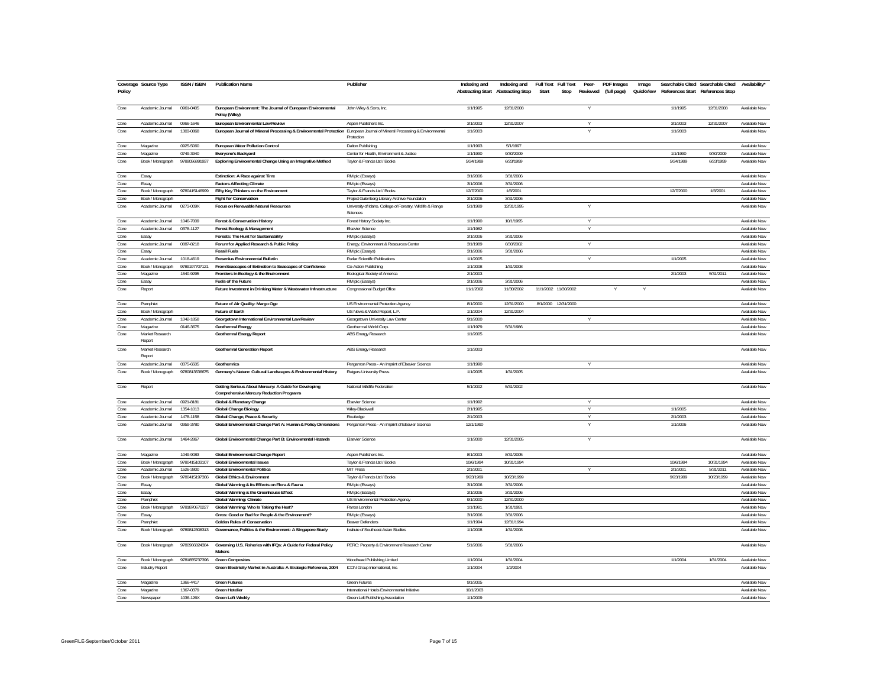| Coverage Policy | Source Type | ISSN / ISBN | Publication Name | Publisher | Indexing and Abstracting Start | Indexing and Abstracting Stop | Full Text Start | Full Text Stop | Peer-Reviewed | PDF Images (full page) | Image QuickView | Searchable Cited References Start | Searchable Cited References Stop | Availability* |
|---|---|---|---|---|---|---|---|---|---|---|---|---|---|---|
| Core | Academic Journal | 0961-0405 | European Environment: The Journal of European Environmental Policy (Wiley) | John Wiley & Sons, Inc. | 1/1/1995 | 12/31/2008 | | | Y | | | 1/1/1995 | 12/31/2008 | Available Now |
| Core | Academic Journal | 0966-1646 | European Environmental Law Review | Aspen Publishers Inc. | 3/1/2003 | 12/31/2007 | | | Y | | | 3/1/2003 | 12/31/2007 | Available Now |
| Core | Academic Journal | 1303-0868 | European Journal of Mineral Processing & Environmental Protection | European Journal of Mineral Processing & Environmental Protection | 1/1/2003 | | | | Y | | | 1/1/2003 | | Available Now |
| Core | Magazine | 0925-5060 | European Water Pollution Control | Dalton Publishing | 1/1/1993 | 5/1/1997 | | | | | | | | Available Now |
| Core | Magazine | 0749-3940 | Everyone's Backyard | Center for Health, Environment & Justice | 1/1/1990 | 9/30/2009 | | | | | | 1/1/1990 | 9/30/2009 | Available Now |
| Core | Book / Monograph | 9789056991937 | Exploring Environmental Change Using an Integrative Method | Taylor & Francis Ltd / Books | 5/24/1999 | 6/23/1999 | | | | | | 5/24/1999 | 6/23/1999 | Available Now |
| Core | Essay | | Extinction: A Race against Time | RM plc (Essays) | 3/1/2006 | 3/31/2006 | | | | | | | | Available Now |
| Core | Essay | | Factors Affecting Climate | RM plc (Essays) | 3/1/2006 | 3/31/2006 | | | | | | | | Available Now |
| Core | Book / Monograph | 9780415146999 | Fifty Key Thinkers on the Environment | Taylor & Francis Ltd / Books | 12/7/2000 | 1/6/2001 | | | | | | 12/7/2000 | 1/6/2001 | Available Now |
| Core | Book / Monograph | | Fight for Conservation | Project Gutenberg Literary Archive Foundation | 3/1/2006 | 3/31/2006 | | | | | | | | Available Now |
| Core | Academic Journal | 0273-009X | Focus on Renewable Natural Resources | University of Idaho, College of Forestry, Wildlife & Range Sciences | 5/1/1989 | 12/31/1995 | | | Y | | | | | Available Now |
| Core | Academic Journal | 1046-7009 | Forest & Conservation History | Forest History Society Inc. | 1/1/1990 | 10/1/1995 | | | Y | | | | | Available Now |
| Core | Academic Journal | 0378-1127 | Forest Ecology & Management | Elsevier Science | 1/1/1982 | | | | Y | | | | | Available Now |
| Core | Essay | | Forests: The Hunt for Sustainability | RM plc (Essays) | 3/1/2006 | 3/31/2006 | | | | | | | | Available Now |
| Core | Academic Journal | 0887-8218 | Forum for Applied Research & Public Policy | Energy, Environment & Resources Center | 3/1/1989 | 6/30/2002 | | | Y | | | | | Available Now |
| Core | Essay | | Fossil Fuels | RM plc (Essays) | 3/1/2006 | 3/31/2006 | | | | | | | | Available Now |
| Core | Academic Journal | 1018-4619 | Fresenius Environmental Bulletin | Parlar Scientific Publications | 1/1/2005 | | | | Y | | | 1/1/2005 | | Available Now |
| Core | Book / Monograph | 9789197707121 | From Seascapes of Extinction to Seascapes of Confidence | Co-Action Publishing | 1/1/2008 | 1/31/2008 | | | | | | | | Available Now |
| Core | Magazine | 1540-9295 | Frontiers in Ecology & the Environment | Ecological Society of America | 2/1/2003 | | | | | | | 2/1/2003 | 5/31/2011 | Available Now |
| Core | Essay | | Fuels of the Future | RM plc (Essays) | 3/1/2006 | 3/31/2006 | | | | | | | | Available Now |
| Core | Report | | Future Investment in Drinking Water & Wastewater Infrastructure | Congressional Budget Office | 11/1/2002 | 11/30/2002 | 11/1/2002 | 11/30/2002 | | Y | Y | | | Available Now |
| Core | Pamphlet | | Future of Air Quality: Margo Oge | US Environmental Protection Agency | 8/1/2000 | 12/31/2000 | 8/1/2000 | 12/31/2000 | | | | | | Available Now |
| Core | Book / Monograph | | Future of Earth | US News & World Report, L.P. | 1/1/2004 | 12/31/2004 | | | | | | | | Available Now |
| Core | Academic Journal | 1042-1858 | Georgetown International Environmental Law Review | Georgetown University Law Center | 9/1/2000 | | | | Y | | | | | Available Now |
| Core | Magazine | 0146-3675 | Geothermal Energy | Geothermal World Corp. | 1/1/1979 | 5/31/1986 | | | | | | | | Available Now |
| Core | Market Research Report | | Geothermal Energy Report | ABS Energy Research | 1/1/2005 | | | | | | | | | Available Now |
| Core | Market Research Report | | Geothermal Generation Report | ABS Energy Research | 1/1/2003 | | | | | | | | | Available Now |
| Core | Academic Journal | 0375-6505 | Geothermics | Pergamon Press - An Imprint of Elsevier Science | 1/1/1990 | | | | Y | | | | | Available Now |
| Core | Book / Monograph | 9780813536675 | Germany's Nature: Cultural Landscapes & Environmental History | Rutgers University Press | 1/1/2005 | 1/31/2005 | | | | | | | | Available Now |
| Core | Report | | Getting Serious About Mercury: A Guide for Developing Comprehensive Mercury Reduction Programs | National Wildlife Federation | 5/1/2002 | 5/31/2002 | | | | | | | | Available Now |
| Core | Academic Journal | 0921-8181 | Global & Planetary Change | Elsevier Science | 1/1/1992 | | | | Y | | | | | Available Now |
| Core | Academic Journal | 1354-1013 | Global Change Biology | Wiley-Blackwell | 2/1/1995 | | | | Y | | | 1/1/2005 | | Available Now |
| Core | Academic Journal | 1478-1158 | Global Change, Peace & Security | Routledge | 2/1/2003 | | | | Y | | | 2/1/2003 | | Available Now |
| Core | Academic Journal | 0959-3780 | Global Environmental Change Part A: Human & Policy Dimensions | Pergamon Press - An Imprint of Elsevier Science | 12/1/1990 | | | | Y | | | 1/1/2006 | | Available Now |
| Core | Academic Journal | 1464-2867 | Global Environmental Change Part B: Environmental Hazards | Elsevier Science | 1/1/2000 | 12/31/2005 | | | Y | | | | | Available Now |
| Core | Magazine | 1049-9083 | Global Environmental Change Report | Aspen Publishers Inc. | 8/1/2003 | 8/31/2005 | | | | | | | | Available Now |
| Core | Book / Monograph | 9780415103107 | Global Environmental Issues | Taylor & Francis Ltd / Books | 10/6/1994 | 10/31/1994 | | | | | | 10/6/1994 | 10/31/1994 | Available Now |
| Core | Academic Journal | 1526-3800 | Global Environmental Politics | MIT Press | 2/1/2001 | | | | Y | | | 2/1/2001 | 5/31/2011 | Available Now |
| Core | Book / Monograph | 9780415197366 | Global Ethics & Environment | Taylor & Francis Ltd / Books | 9/23/1999 | 10/23/1999 | | | | | | 9/23/1999 | 10/23/1999 | Available Now |
| Core | Essay | | Global Warming & Its Effects on Flora & Fauna | RM plc (Essays) | 3/1/2006 | 3/31/2006 | | | | | | | | Available Now |
| Core | Essay | | Global Warming & the Greenhouse Effect | RM plc (Essays) | 3/1/2006 | 3/31/2006 | | | | | | | | Available Now |
| Core | Pamphlet | | Global Warming: Climate | US Environmental Protection Agency | 9/1/2000 | 12/31/2000 | | | | | | | | Available Now |
| Core | Book / Monograph | 9781870670227 | Global Warming: Who Is Taking the Heat? | Panos London | 1/1/1991 | 1/31/1991 | | | | | | | | Available Now |
| Core | Essay | | Gmos: Good or Bad for People & the Environment? | RM plc (Essays) | 3/1/2006 | 3/31/2006 | | | | | | | | Available Now |
| Core | Pamphlet | | Golden Rules of Conservation | Beaver Defenders | 1/1/1994 | 12/31/1994 | | | | | | | | Available Now |
| Core | Book / Monograph | 9789812308313 | Governance, Politics & the Environment: A Singapore Study | Institute of Southeast Asian Studies | 1/1/2008 | 1/31/2008 | | | | | | | | Available Now |
| Core | Book / Monograph | 9780966824384 | Governing U.S. Fisheries with IFQs: A Guide for Federal Policy Makers | PERC: Property & Environment Research Center | 5/1/2006 | 5/31/2006 | | | | | | | | Available Now |
| Core | Book / Monograph | 9781855737396 | Green Composites | Woodhead Publishing Limited | 1/1/2004 | 1/31/2004 | | | | | | 1/1/2004 | 1/31/2004 | Available Now |
| Core | Industry Report | | Green Electricity Market in Australia: A Strategic Reference, 2004 | ICON Group International, Inc. | 1/1/2004 | 1/2/2004 | | | | | | | | Available Now |
| Core | Magazine | 1366-4417 | Green Futures | Green Futures | 9/1/2005 | | | | | | | | | Available Now |
| Core | Magazine | 1367-0379 | Green Hotelier | International Hotels Environmental Initiative | 10/1/2003 | | | | | | | | | Available Now |
| Core | Newspaper | 1036-126X | Green Left Weekly | Green Left Publishing Association | 1/1/2009 | | | | | | | | | Available Now |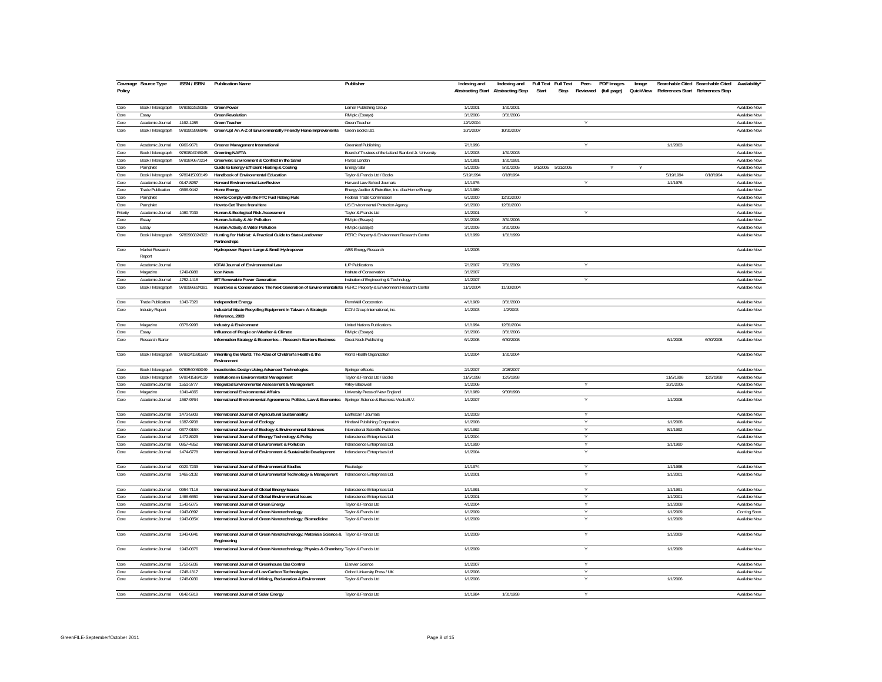| Coverage Policy | Source Type | ISSN / ISBN | Publication Name | Publisher | Indexing and Abstracting Start | Indexing and Abstracting Stop | Full Text Start | Full Text Stop | Peer-Reviewed | PDF Images (full page) | Image QuickView | Searchable Cited References Start | Searchable Cited References Stop | Availability* |
|---|---|---|---|---|---|---|---|---|---|---|---|---|---|---|
| Core | Book / Monograph | 9780822528395 | Green Power | Lerner Publishing Group | 1/1/2001 | 1/31/2001 | | | | | | | | Available Now |
| Core | Essay | | Green Revolution | RM plc (Essays) | 3/1/2006 | 3/31/2006 | | | | | | | | Available Now |
| Core | Academic Journal | 1192-1285 | Green Teacher | Green Teacher | 12/1/2004 | | | | Y | | | | | Available Now |
| Core | Book / Monograph | 9781903998946 | Green Up! An A-Z of Environmentally Friendly Home Improvements | Green Books Ltd | 10/1/2007 | 10/31/2007 | | | | | | | | Available Now |
| Core | Academic Journal | 0966-9671 | Greener Management International | Greenleaf Publishing | 7/1/1996 | | | | Y | | | 1/1/2003 | | Available Now |
| Core | Book / Monograph | 9780804746045 | Greening NAFTA | Board of Trustees of the Leland Stanford Jr. University | 1/1/2003 | 1/31/2003 | | | | | | | | Available Now |
| Core | Book / Monograph | 9781870670234 | Greenwar: Environment & Conflict in the Sahel | Panos London | 1/1/1991 | 1/31/1991 | | | | | | | | Available Now |
| Core | Pamphlet | | Guide to Energy-Efficient Heating & Cooling | Energy Star | 5/1/2005 | 5/31/2005 | 5/1/2005 | 5/31/2005 | | Y | Y | | | Available Now |
| Core | Book / Monograph | 9780415093149 | Handbook of Environmental Education | Taylor & Francis Ltd / Books | 5/19/1994 | 6/18/1994 | | | | | | 5/19/1994 | 6/18/1994 | Available Now |
| Core | Academic Journal | 0147-8257 | Harvard Environmental Law Review | Harvard Law School Journals | 1/1/1976 | | | | Y | | | 1/1/1976 | | Available Now |
| Core | Trade Publication | 0896-9442 | Home Energy | Energy Auditor & Retrofitter, Inc. dba Home Energy | 1/1/1989 | | | | | | | | | Available Now |
| Core | Pamphlet | | How to Comply with the FTC Fuel Rating Rule | Federal Trade Commission | 6/1/2000 | 12/31/2000 | | | | | | | | Available Now |
| Core | Pamphlet | | How to Get There from Here | US Environmental Protection Agency | 9/1/2000 | 12/31/2000 | | | | | | | | Available Now |
| Priority | Academic Journal | 1080-7039 | Human & Ecological Risk Assessment | Taylor & Francis Ltd | 1/1/2001 | | | | Y | | | | | Available Now |
| Core | Essay | | Human Acitvity & Air Pollution | RM plc (Essays) | 3/1/2006 | 3/31/2006 | | | | | | | | Available Now |
| Core | Essay | | Human Activity & Water Pollution | RM plc (Essays) | 3/1/2006 | 3/31/2006 | | | | | | | | Available Now |
| Core | Book / Monograph | 9780966824322 | Hunting for Habitat: A Practical Guide to State-Landowner Partnerships | PERC: Property & Environment Research Center | 1/1/1999 | 1/31/1999 | | | | | | | | Available Now |
| Core | Market Research Report | | Hydropower Report: Large & Small Hydropower | ABS Energy Research | 1/1/2005 | | | | | | | | | Available Now |
| Core | Academic Journal | | ICFAI Journal of Environmental Law | IUP Publications | 7/1/2007 | 7/31/2009 | | | Y | | | | | Available Now |
| Core | Magazine | 1749-8988 | Icon News | Institute of Conservation | 3/1/2007 | | | | | | | | | Available Now |
| Core | Academic Journal | 1752-1416 | IET Renewable Power Generation | Institution of Engineering & Technology | 1/1/2007 | | | | Y | | | | | Available Now |
| Core | Book / Monograph | 9780966824391 | Incentives & Conservation: The Next Generation of Environmentalists | PERC: Property & Environment Research Center | 11/1/2004 | 11/30/2004 | | | | | | | | Available Now |
| Core | Trade Publication | 1043-7320 | Independent Energy | PennWell Corporation | 4/1/1989 | 3/31/2000 | | | | | | | | Available Now |
| Core | Industry Report | | Industrial Waste Recycling Equipment in Taiwan: A Strategic Reference, 2003 | ICON Group International, Inc. | 1/1/2003 | 1/2/2003 | | | | | | | | Available Now |
| Core | Magazine | 0378-9993 | Industry & Environment | United Nations Publications | 1/1/1994 | 12/31/2004 | | | | | | | | Available Now |
| Core | Essay | | Influence of People on Weather & Climate | RM plc (Essays) | 3/1/2006 | 3/31/2006 | | | | | | | | Available Now |
| Core | Research Starter | | Information Strategy & Economics -- Research Starters Business | Great Neck Publishing | 6/1/2008 | 6/30/2008 | | | | | | 6/1/2008 | 6/30/2008 | Available Now |
| Core | Book / Monograph | 9789241591560 | Inheriting the World: The Atlas of Children's Health & the Environment | World Health Organization | 1/1/2004 | 1/31/2004 | | | | | | | | Available Now |
| Core | Book / Monograph | 9783540469049 | Insecticides Design Using Advanced Technologies | Springer eBooks | 2/1/2007 | 2/28/2007 | | | | | | | | Available Now |
| Core | Book / Monograph | 9780415164139 | Institutions in Environmental Management | Taylor & Francis Ltd / Books | 11/5/1998 | 12/5/1998 | | | | | | 11/5/1998 | 12/5/1998 | Available Now |
| Core | Academic Journal | 1551-3777 | Integrated Environmental Assessment & Management | Wiley-Blackwell | 1/1/2006 | | | | Y | | | 10/1/2006 | | Available Now |
| Core | Magazine | 1041-4665 | International Environmental Affairs | University Press of New England | 3/1/1989 | 9/30/1998 | | | | | | | | Available Now |
| Core | Academic Journal | 1567-9764 | International Environmental Agreements: Politics, Law & Economics | Springer Science & Business Media B.V. | 1/1/2007 | | | | Y | | | 1/1/2008 | | Available Now |
| Core | Academic Journal | 1473-5903 | International Journal of Agricultural Sustainability | Earthscan / Journals | 1/1/2003 | | | | Y | | | | | Available Now |
| Core | Academic Journal | 1687-9708 | International Journal of Ecology | Hindawi Publishing Corporation | 1/1/2008 | | | | Y | | | 1/1/2008 | | Available Now |
| Core | Academic Journal | 0377-015X | International Journal of Ecology & Environmental Sciences | International Scientific Publishers | 8/1/1992 | | | | Y | | | 8/1/1992 | | Available Now |
| Core | Academic Journal | 1472-8923 | International Journal of Energy Technology & Policy | Inderscience Enterprises Ltd. | 1/1/2004 | | | | Y | | | | | Available Now |
| Core | Academic Journal | 0957-4352 | International Journal of Environment & Pollution | Inderscience Enterprises Ltd. | 1/1/1990 | | | | Y | | | 1/1/1990 | | Available Now |
| Core | Academic Journal | 1474-6778 | International Journal of Environment & Sustainable Development | Inderscience Enterprises Ltd. | 1/1/2004 | | | | Y | | | | | Available Now |
| Core | Academic Journal | 0020-7233 | International Journal of Environmental Studies | Routledge | 1/1/1974 | | | | Y | | | 1/1/1998 | | Available Now |
| Core | Academic Journal | 1466-2132 | International Journal of Environmental Technology & Management | Inderscience Enterprises Ltd. | 1/1/2001 | | | | Y | | | 1/1/2001 | | Available Now |
| Core | Academic Journal | 0954-7118 | International Journal of Global Energy Issues | Inderscience Enterprises Ltd. | 1/1/1991 | | | | Y | | | 1/1/1991 | | Available Now |
| Core | Academic Journal | 1466-6650 | International Journal of Global Environmental Issues | Inderscience Enterprises Ltd. | 1/1/2001 | | | | Y | | | 1/1/2001 | | Available Now |
| Core | Academic Journal | 1543-5075 | International Journal of Green Energy | Taylor & Francis Ltd | 4/1/2004 | | | | Y | | | 1/1/2008 | | Available Now |
| Core | Academic Journal | 1943-0892 | International Journal of Green Nanotechnology | Taylor & Francis Ltd | 1/1/2009 | | | | Y | | | 1/1/2009 | | Coming Soon |
| Core | Academic Journal | 1943-085X | International Journal of Green Nanotechnology: Biomedicine | Taylor & Francis Ltd | 1/1/2009 | | | | Y | | | 1/1/2009 | | Available Now |
| Core | Academic Journal | 1943-0841 | International Journal of Green Nanotechnology: Materials Science & Engineering | Taylor & Francis Ltd | 1/1/2009 | | | | Y | | | 1/1/2009 | | Available Now |
| Core | Academic Journal | 1943-0876 | International Journal of Green Nanotechnology: Physics & Chemistry | Taylor & Francis Ltd | 1/1/2009 | | | | Y | | | 1/1/2009 | | Available Now |
| Core | Academic Journal | 1750-5836 | International Journal of Greenhouse Gas Control | Elsevier Science | 1/1/2007 | | | | Y | | | | | Available Now |
| Core | Academic Journal | 1748-1317 | International Journal of Low Carbon Technologies | Oxford University Press / UK | 1/1/2006 | | | | Y | | | | | Available Now |
| Core | Academic Journal | 1748-0930 | International Journal of Mining, Reclamation & Environment | Taylor & Francis Ltd | 1/1/2006 | | | | Y | | | 1/1/2006 | | Available Now |
| Core | Academic Journal | 0142-5919 | International Journal of Solar Energy | Taylor & Francis Ltd | 1/1/1984 | 1/31/1998 | | | Y | | | | | Available Now |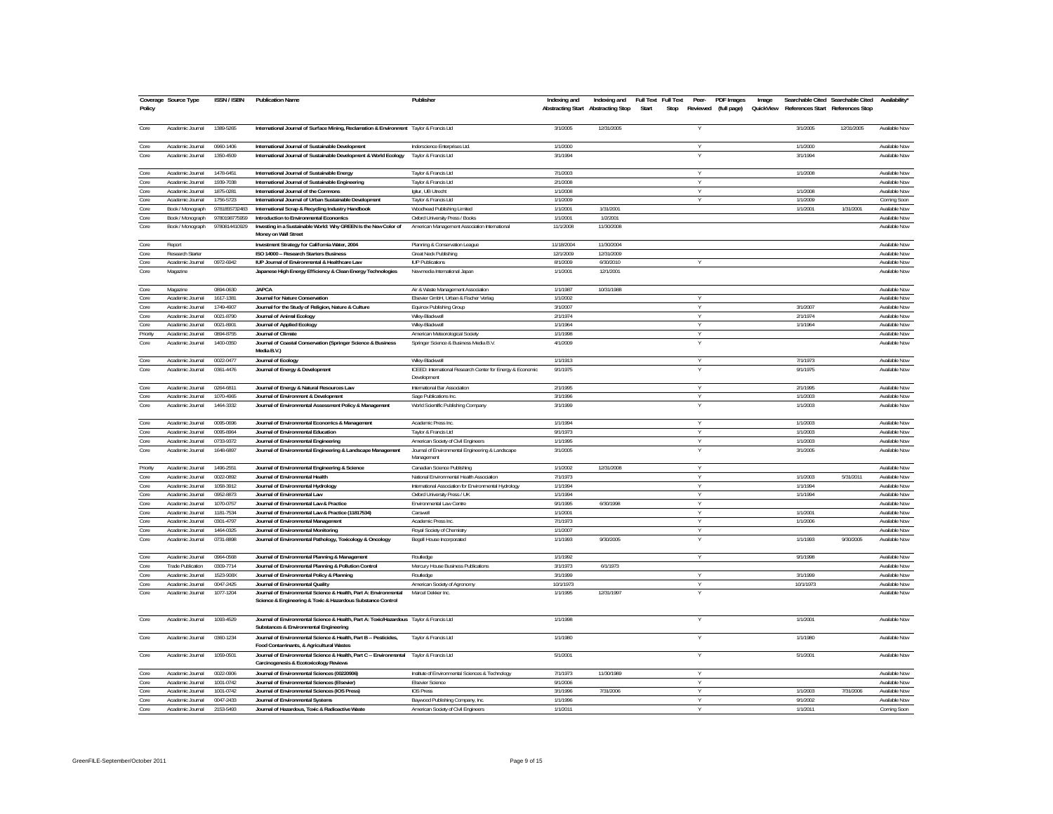| Coverage Policy | Source Type | ISSN / ISBN | Publication Name | Publisher | Indexing and Abstracting Start | Indexing and Abstracting Stop | Full Text Start | Full Text Stop | Peer-Reviewed | PDF Images (full page) | Image QuickView | Searchable Cited References Start | Searchable Cited References Stop | Availability* |
|---|---|---|---|---|---|---|---|---|---|---|---|---|---|---|
| Core | Academic Journal | 1389-5265 | International Journal of Surface Mining, Reclamation & Environment | Taylor & Francis Ltd | 3/1/2005 | 12/31/2005 | | | Y | | | 3/1/2005 | 12/31/2005 | Available Now |
| Core | Academic Journal | 0960-1406 | International Journal of Sustainable Development | Inderscience Enterprises Ltd. | 1/1/2000 | | | | Y | | | 1/1/2000 | | Available Now |
| Core | Academic Journal | 1350-4509 | International Journal of Sustainable Development & World Ecology | Taylor & Francis Ltd | 3/1/1994 | | | | Y | | | 3/1/1994 | | Available Now |
| Core | Academic Journal | 1478-6451 | International Journal of Sustainable Energy | Taylor & Francis Ltd | 7/1/2003 | | | | Y | | | 1/1/2008 | | Available Now |
| Core | Academic Journal | 1939-7038 | International Journal of Sustainable Engineering | Taylor & Francis Ltd | 2/1/2008 | | | | Y | | | | | Available Now |
| Core | Academic Journal | 1875-0281 | International Journal of the Commons | Igitur, UB Utrecht | 1/1/2008 | | | | Y | | | 1/1/2008 | | Available Now |
| Core | Academic Journal | 1756-5723 | International Journal of Urban Sustainable Development | Taylor & Francis Ltd | 1/1/2009 | | | | Y | | | 1/1/2009 | | Coming Soon |
| Core | Book / Monograph | 9781855732483 | International Scrap & Recycling Industry Handbook | Woodhead Publishing Limited | 1/1/2001 | 1/31/2001 | | | | | | 1/1/2001 | 1/31/2001 | Available Now |
| Core | Book / Monograph | 9780198775959 | Introduction to Environmental Economics | Oxford University Press / Books | 1/1/2001 | 1/2/2001 | | | | | | | | Available Now |
| Core | Book / Monograph | 9780814410929 | Investing in a Sustainable World: Why GREEN Is the New Color of Money on Wall Street | American Management Association International | 11/1/2008 | 11/30/2008 | | | | | | | | Available Now |
| Core | Report | | Investment Strategy for California Water, 2004 | Planning & Conservation League | 11/18/2004 | 11/30/2004 | | | | | | | | Available Now |
| Core | Research Starter | | ISO 14000 -- Research Starters Business | Great Neck Publishing | 12/1/2009 | 12/31/2009 | | | | | | | | Available Now |
| Core | Academic Journal | 0972-6942 | IUP Journal of Environmental & Healthcare Law | IUP Publications | 8/1/2009 | 6/30/2010 | | | Y | | | | | Available Now |
| Core | Magazine | | Japanese High Energy Efficiency & Clean Energy Technologies | Newmedia International Japan | 1/1/2001 | 12/1/2001 | | | | | | | | Available Now |
| Core | Magazine | 0894-0630 | JAPCA | Air & Waste Management Association | 1/1/1987 | 10/31/1988 | | | | | | | | Available Now |
| Core | Academic Journal | 1617-1381 | Journal for Nature Conservation | Elsevier GmbH, Urban & Fischer Verlag | 1/1/2002 | | | | Y | | | | | Available Now |
| Core | Academic Journal | 1749-4907 | Journal for the Study of Religion, Nature & Culture | Equinox Publishing Group | 3/1/2007 | | | | Y | | | 3/1/2007 | | Available Now |
| Core | Academic Journal | 0021-8790 | Journal of Animal Ecology | Wiley-Blackwell | 2/1/1974 | | | | Y | | | 2/1/1974 | | Available Now |
| Core | Academic Journal | 0021-8901 | Journal of Applied Ecology | Wiley-Blackwell | 1/1/1964 | | | | Y | | | 1/1/1964 | | Available Now |
| Priority | Academic Journal | 0894-8755 | Journal of Climate | American Meteorological Society | 1/1/1998 | | | | Y | | | | | Available Now |
| Core | Academic Journal | 1400-0350 | Journal of Coastal Conservation (Springer Science & Business Media B.V.) | Springer Science & Business Media B.V. | 4/1/2009 | | | | Y | | | | | Available Now |
| Core | Academic Journal | 0022-0477 | Journal of Ecology | Wiley-Blackwell | 1/1/1913 | | | | Y | | | 7/1/1973 | | Available Now |
| Core | Academic Journal | 0361-4476 | Journal of Energy & Development | ICEED: International Research Center for Energy & Economic Development | 9/1/1975 | | | | Y | | | 9/1/1975 | | Available Now |
| Core | Academic Journal | 0264-6811 | Journal of Energy & Natural Resources Law | International Bar Association | 2/1/1995 | | | | Y | | | 2/1/1995 | | Available Now |
| Core | Academic Journal | 1070-4965 | Journal of Environment & Development | Sage Publications Inc. | 3/1/1996 | | | | Y | | | 1/1/2003 | | Available Now |
| Core | Academic Journal | 1464-3332 | Journal of Environmental Assessment Policy & Management | World Scientific Publishing Company | 3/1/1999 | | | | Y | | | 1/1/2003 | | Available Now |
| Core | Academic Journal | 0095-0696 | Journal of Environmental Economics & Management | Academic Press Inc. | 1/1/1994 | | | | Y | | | 1/1/2003 | | Available Now |
| Core | Academic Journal | 0095-8964 | Journal of Environmental Education | Taylor & Francis Ltd | 9/1/1973 | | | | Y | | | 1/1/2003 | | Available Now |
| Core | Academic Journal | 0733-9372 | Journal of Environmental Engineering | American Society of Civil Engineers | 1/1/1995 | | | | Y | | | 1/1/2003 | | Available Now |
| Core | Academic Journal | 1648-6897 | Journal of Environmental Engineering & Landscape Management | Journal of Environmental Engineering & Landscape Management | 3/1/2005 | | | | Y | | | 3/1/2005 | | Available Now |
| Priority | Academic Journal | 1496-2551 | Journal of Environmental Engineering & Science | Canadian Science Publishing | 1/1/2002 | 12/31/2008 | | | Y | | | | | Available Now |
| Core | Academic Journal | 0022-0892 | Journal of Environmental Health | National Environmental Health Association | 7/1/1973 | | | | Y | | | 1/1/2003 | 5/31/2011 | Available Now |
| Core | Academic Journal | 1058-3912 | Journal of Environmental Hydrology | International Association for Environmental Hydrology | 1/1/1994 | | | | Y | | | 1/1/1994 | | Available Now |
| Core | Academic Journal | 0952-8873 | Journal of Environmental Law | Oxford University Press / UK | 1/1/1994 | | | | Y | | | 1/1/1994 | | Available Now |
| Core | Academic Journal | 1070-0757 | Journal of Environmental Law & Practice | Environmental Law Centre | 9/1/1995 | 6/30/1998 | | | Y | | | | | Available Now |
| Core | Academic Journal | 1181-7534 | Journal of Environmental Law & Practice (11817534) | Carswell | 1/1/2001 | | | | Y | | | 1/1/2001 | | Available Now |
| Core | Academic Journal | 0301-4797 | Journal of Environmental Management | Academic Press Inc. | 7/1/1973 | | | | Y | | | 1/1/2006 | | Available Now |
| Core | Academic Journal | 1464-0325 | Journal of Environmental Monitoring | Royal Society of Chemistry | 1/1/2007 | | | | Y | | | | | Available Now |
| Core | Academic Journal | 0731-8898 | Journal of Environmental Pathology, Toxicology & Oncology | Begell House Incorporated | 1/1/1993 | 9/30/2005 | | | Y | | | 1/1/1993 | 9/30/2005 | Available Now |
| Core | Academic Journal | 0964-0568 | Journal of Environmental Planning & Management | Routledge | 1/1/1992 | | | | Y | | | 9/1/1998 | | Available Now |
| Core | Trade Publication | 0309-7714 | Journal of Environmental Planning & Pollution Control | Mercury House Business Publications | 3/1/1973 | 6/1/1973 | | | | | | | | Available Now |
| Core | Academic Journal | 1523-908X | Journal of Environmental Policy & Planning | Routledge | 3/1/1999 | | | | Y | | | 3/1/1999 | | Available Now |
| Core | Academic Journal | 0047-2425 | Journal of Environmental Quality | American Society of Agronomy | 10/1/1973 | | | | Y | | | 10/1/1973 | | Available Now |
| Core | Academic Journal | 1077-1204 | Journal of Environmental Science & Health, Part A: Environmental Science & Engineering & Toxic & Hazardous Substance Control | Marcel Dekker Inc. | 1/1/1995 | 12/31/1997 | | | Y | | | | | Available Now |
| Core | Academic Journal | 1093-4529 | Journal of Environmental Science & Health, Part A: Toxic/Hazardous Substances & Environmental Engineering | Taylor & Francis Ltd | 1/1/1998 | | | | Y | | | 1/1/2001 | | Available Now |
| Core | Academic Journal | 0360-1234 | Journal of Environmental Science & Health, Part B -- Pesticides, Food Contaminants, & Agricultural Wastes | Taylor & Francis Ltd | 1/1/1980 | | | | Y | | | 1/1/1980 | | Available Now |
| Core | Academic Journal | 1059-0501 | Journal of Environmental Science & Health, Part C -- Environmental Carcinogenesis & Ecotoxicology Reviews | Taylor & Francis Ltd | 5/1/2001 | | | | Y | | | 5/1/2001 | | Available Now |
| Core | Academic Journal | 0022-0906 | Journal of Environmental Sciences (00220906) | Institute of Environmental Sciences & Technology | 7/1/1973 | 11/30/1989 | | | Y | | | | | Available Now |
| Core | Academic Journal | 1001-0742 | Journal of Environmental Sciences (Elsevier) | Elsevier Science | 9/1/2006 | | | | Y | | | | | Available Now |
| Core | Academic Journal | 1001-0742 | Journal of Environmental Sciences (IOS Press) | IOS Press | 3/1/1996 | 7/31/2006 | | | Y | | | 1/1/2003 | 7/31/2006 | Available Now |
| Core | Academic Journal | 0047-2433 | Journal of Environmental Systems | Baywood Publishing Company, Inc. | 1/1/1996 | | | | Y | | | 9/1/2002 | | Available Now |
| Core | Academic Journal | 2153-5493 | Journal of Hazardous, Toxic & Radioactive Waste | American Society of Civil Engineers | 1/1/2011 | | | | Y | | | 1/1/2011 | | Coming Soon |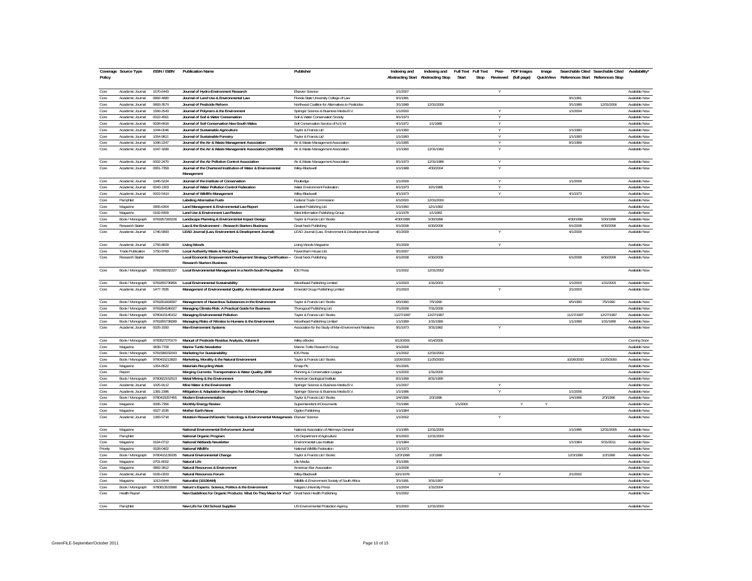| Coverage Policy | Source Type | ISSN / ISBN | Publication Name | Publisher | Indexing and Abstracting Start | Indexing and Abstracting Stop | Full Text Start | Full Text Stop | Peer-Reviewed | PDF Images (full page) | Image QuickView | Searchable Cited References Start | Searchable Cited References Stop | Availability* |
|---|---|---|---|---|---|---|---|---|---|---|---|---|---|---|
| Core | Academic Journal | 1570-6443 | Journal of Hydro-Environment Research | Elsevier Science | 1/1/2007 | | | | Y | | | | | Available Now |
| Core | Academic Journal | 0892-4880 | Journal of Land Use & Environmental Law | Florida State University College of Law | 9/1/1991 | | | | | | | 9/1/1991 | | Available Now |
| Core | Academic Journal | 0893-357X | Journal of Pesticide Reform | Northwest Coalition for Alternatives to Pesticides | 3/1/1989 | 12/31/2006 | | | | | | 3/1/1989 | 12/31/2006 | Available Now |
| Core | Academic Journal | 1566-2543 | Journal of Polymers & the Environment | Springer Science & Business Media B.V. | 1/1/2000 | | | | Y | | | 1/1/2004 | | Available Now |
| Core | Academic Journal | 0022-4561 | Journal of Soil & Water Conservation | Soil & Water Conservation Society | 9/1/1973 | | | | Y | | | | | Available Now |
| Core | Academic Journal | 0028-6818 | Journal of Soil Conservation New South Wales | Soil Conservation Service of N.S.W. | 4/1/1972 | 1/1/1989 | | | Y | | | | | Available Now |
| Core | Academic Journal | 1044-0046 | Journal of Sustainable Agriculture | Taylor & Francis Ltd | 1/1/1990 | | | | Y | | | 1/1/1990 | | Available Now |
| Core | Academic Journal | 1054-9811 | Journal of Sustainable Forestry | Taylor & Francis Ltd | 1/1/1993 | | | | Y | | | 1/1/1993 | | Available Now |
| Core | Academic Journal | 1096-2247 | Journal of the Air & Waste Management Association | Air & Waste Management Association | 1/1/1995 | | | | Y | | | 8/1/1999 | | Available Now |
| Core | Academic Journal | 1047-3289 | Journal of the Air & Waste Management Association (10473289) | Air & Waste Management Association | 1/1/1990 | 12/31/1992 | | | Y | | | | | Available Now |
| Core | Academic Journal | 0002-2470 | Journal of the Air Pollution Control Association | Air & Waste Management Association | 8/1/1973 | 12/31/1986 | | | Y | | | | | Available Now |
| Core | Academic Journal | 0951-7359 | Journal of the Chartered Institution of Water & Environmental Management | Wiley-Blackwell | 1/1/1989 | 4/30/2004 | | | Y | | | | | Available Now |
| Core | Academic Journal | 1945-5224 | Journal of the Institute of Conservation | Routledge | 1/1/2009 | | | | Y | | | 1/1/2009 | | Available Now |
| Core | Academic Journal | 0043-1303 | Journal of Water Pollution Control Federation | Water Environment Federation | 6/1/1973 | 10/1/1985 | | | Y | | | | | Available Now |
| Core | Academic Journal | 0022-541X | Journal of Wildlife Management | Wiley-Blackwell | 4/1/1973 | | | | Y | | | 4/1/1973 | | Available Now |
| Core | Pamphlet | | Labeling Alternative Fuels | Federal Trade Commission | 6/1/2000 | 12/31/2000 | | | | | | | | Available Now |
| Core | Magazine | 0955-6354 | Land Management & Environmental Law Report | Lavetext Publishing Ltd | 5/1/1990 | 12/1/1992 | | | | | | | | Available Now |
| Core | Magazine | 0192-8309 | Land Use & Environment Law Review | West Information Publishing Group | 1/1/1978 | 1/1/1983 | | | | | | | | Available Now |
| Core | Book / Monograph | 9781857283228 | Landscape Planning & Environmental Impact Design | Taylor & Francis Ltd / Books | 4/30/1998 | 5/30/1998 | | | | | | 4/30/1998 | 5/30/1998 | Available Now |
| Core | Research Starter | | Law & the Environment -- Research Starters Business | Great Neck Publishing | 6/1/2008 | 6/30/2008 | | | | | | 6/1/2008 | 6/30/2008 | Available Now |
| Core | Academic Journal | 1746-5893 | LEAD Journal (Law, Environment & Development Journal) | LEAD Journal (Law, Environment & Development Journal) | 4/1/2009 | | | | Y | | | 4/1/2009 | | Available Now |
| Core | Academic Journal | 1756-8609 | Living Woods | Living Woods Magazine | 3/1/2009 | | | | Y | | | | | Available Now |
| Core | Trade Publication | 1750-9769 | Local Authority Waste & Recycling | Faversham House Ltd | 9/1/2007 | | | | | | | | | Available Now |
| Core | Research Starter | | Local Economic Empowerment Development Strategy Certification -- Research Starters Business | Great Neck Publishing | 6/1/2008 | 6/30/2008 | | | | | | 6/1/2008 | 6/30/2008 | Available Now |
| Core | Book / Monograph | 9781586032227 | Local Environmental Management in a North-South Perspective | IOS Press | 1/1/2002 | 12/31/2002 | | | | | | | | Available Now |
| Core | Book / Monograph | 9781855736856 | Local Environmental Sustainability | Woodhead Publishing Limited | 1/1/2003 | 1/31/2003 | | | | | | 1/1/2003 | 1/31/2003 | Available Now |
| Core | Academic Journal | 1477-7835 | Management of Environmental Quality: An International Journal | Emerald Group Publishing Limited | 2/1/2003 | | | | Y | | | 2/1/2003 | | Available Now |
| Core | Book / Monograph | 9781851664597 | Management of Hazardous Substances in the Environment | Taylor & Francis Ltd / Books | 6/5/1990 | 7/5/1990 | | | | | | 6/5/1990 | 7/5/1990 | Available Now |
| Core | Book / Monograph | 9781854186027 | Managing Climate Risk: A Practical Guide for Business | Thorogood Publishing Ltd | 7/1/2008 | 7/31/2008 | | | | | | | | Available Now |
| Core | Book / Monograph | 9780415145152 | Managing Environmental Pollution | Taylor & Francis Ltd / Books | 11/27/1997 | 12/27/1997 | | | | | | 11/27/1997 | 12/27/1997 | Available Now |
| Core | Book / Monograph | 9781855738089 | Managing Risks of Nitrates to Humans & the Environment | Woodhead Publishing Limited | 1/1/1999 | 1/31/1999 | | | | | | 1/1/1999 | 1/31/1999 | Available Now |
| Core | Academic Journal | 0025-1550 | Man-Environment Systems | Association for the Study of Man-Environment Relations | 9/1/1973 | 3/31/1982 | | | Y | | | | | Available Now |
| Core | Book / Monograph | 9783527270170 | Manual of Pesticide Residue Analysis, Volume II | Wiley eBooks | 6/13/2006 | 6/14/2006 | | | | | | | | Coming Soon |
| Core | Magazine | 0839-7708 | Marine Turtle Newsletter | Marine Turtle Research Group | 9/1/2008 | | | | | | | | | Available Now |
| Core | Book / Monograph | 9781586032043 | Marketing for Sustainability | IOS Press | 1/1/2002 | 12/31/2002 | | | | | | | | Available Now |
| Core | Book / Monograph | 9780415213820 | Marketing, Morality & the Natural Environment | Taylor & Francis Ltd / Books | 10/26/2000 | 11/25/2000 | | | | | | 10/26/2000 | 11/25/2000 | Available Now |
| Core | Magazine | 1354-8522 | Materials Recycling Week | Emap Plc | 9/1/2005 | | | | | | | | | Available Now |
| Core | Report | | Merging Currents: Transportation & Water Quality, 2000 | Planning & Conservation League | 1/1/2000 | 1/31/2000 | | | | | | | | Available Now |
| Core | Book / Monograph | 9780922152513 | Metal Mining & the Environment | American Geological Institute | 8/1/1999 | 8/31/1999 | | | | | | | | Available Now |
| Core | Academic Journal | 1025-9112 | Mine Water & the Environment | Springer Science & Business Media B.V. | 1/1/2007 | | | | Y | | | | | Available Now |
| Core | Academic Journal | 1381-2386 | Mitigation & Adaptation Strategies for Global Change | Springer Science & Business Media B.V. | 1/1/1996 | | | | Y | | | 1/1/2006 | | Available Now |
| Core | Book / Monograph | 9780415057455 | Modern Environmentalism | Taylor & Francis Ltd / Books | 1/4/1996 | 2/3/1996 | | | | | | 1/4/1996 | 2/3/1996 | Available Now |
| Core | Magazine | 0095-7356 | Monthly Energy Review | Superintendent of Documents | 7/1/1996 | | 1/1/2000 | | | Y | Y | | | Available Now |
| Core | Magazine | 0027-1535 | Mother Earth News | Ogden Publishing | 1/1/1984 | | | | | | | | | Available Now |
| Core | Academic Journal | 1383-5718 | Mutation Research/Genetic Toxicology & Environmental Mutagenesis | Elsevier Science | 1/1/2002 | | | | Y | | | | | Available Now |
| Core | Magazine | | National Environmental Enforcement Journal | National Association of Attorneys General | 1/1/1995 | 12/31/2005 | | | | | | 1/1/1995 | 12/31/2005 | Available Now |
| Core | Pamphlet | | National Organic Program | US Department of Agriculture | 8/1/2000 | 12/31/2000 | | | | | | | | Available Now |
| Core | Magazine | 0164-0712 | National Wetlands Newsletter | Environmental Law Institute | 1/1/1984 | | | | | | | 1/1/1984 | 5/31/2011 | Available Now |
| Priority | Magazine | 0028-0402 | National Wildlife | National Wildlife Federation | 1/1/1973 | | | | | | | | | Available Now |
| Core | Book / Monograph | 9780415139335 | Natural Environmental Change | Taylor & Francis Ltd / Books | 12/3/1998 | 1/2/1999 | | | | | | 12/3/1998 | 1/2/1999 | Available Now |
| Core | Magazine | 0701-8002 | Natural Life | Life Media | 3/1/1996 | | | | | | | | | Available Now |
| Core | Magazine | 0882-3812 | Natural Resources & Environment | American Bar Association | 1/1/2008 | | | | | | | | | Available Now |
| Core | Academic Journal | 0165-0203 | Natural Resources Forum | Wiley-Blackwell | 10/1/1976 | | | | Y | | | 2/1/2002 | | Available Now |
| Core | Magazine | 1013-6444 | Naturalist (10136444) | Wildlife & Environment Society of South Africa | 3/1/1991 | 3/31/1997 | | | | | | | | Available Now |
| Core | Book / Monograph | 9780813533888 | Nature's Experts: Science, Politics & the Environment | Rutgers University Press | 1/1/2004 | 1/31/2004 | | | | | | | | Available Now |
| Core | Health Report | | New Guidelines for Organic Products: What Do They Mean for You? | Great Neck Health Publishing | 5/1/2002 | | | | | | | | | Available Now |
| Core | Pamphlet | | New Life for Old School Supplies | US Environmental Protection Agency | 9/1/2000 | 12/31/2000 | | | | | | | | Available Now |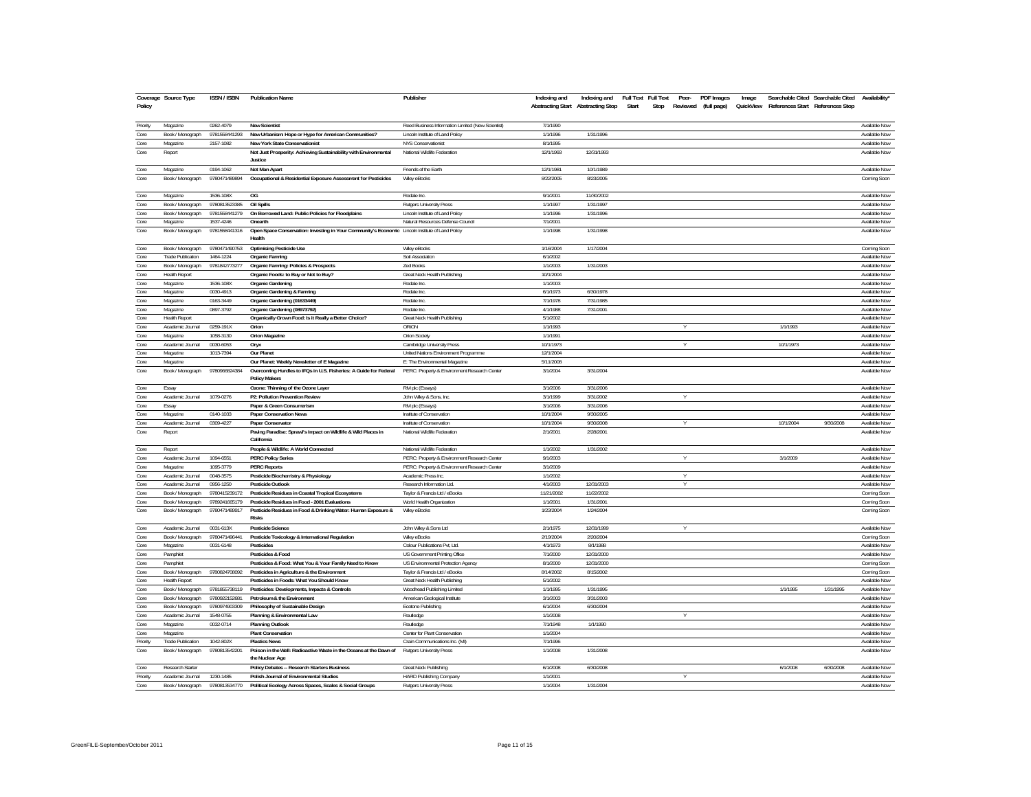| Coverage Policy | Source Type | ISSN / ISBN | Publication Name | Publisher | Indexing and Abstracting Start | Indexing and Abstracting Stop | Full Text Start | Full Text Stop | Peer-Reviewed | PDF Images (full page) | Image QuickView | Searchable Cited References Start | Searchable Cited References Stop | Availability* |
|---|---|---|---|---|---|---|---|---|---|---|---|---|---|---|
| Priority | Magazine | 0262-4079 | New Scientist | Reed Business Information Limited (New Scientist) | 7/1/1990 | | | | | | | | | Available Now |
| Core | Book / Monograph | 9781558441293 | New Urbanism: Hope or Hype for American Communities? | Lincoln Institute of Land Policy | 1/1/1996 | 1/31/1996 | | | | | | | | Available Now |
| Core | Magazine | 2157-1082 | New York State Conservationist | NYS Conservationist | 8/1/1995 | | | | | | | | | Available Now |
| Core | Report | | Not Just Prosperity: Achieving Sustainability with Environmental Justice | National Wildlife Federation | 12/1/1993 | 12/31/1993 | | | | | | | | Available Now |
| Core | Magazine | 0194-1062 | Not Man Apart | Friends of the Earth | 12/1/1981 | 10/1/1989 | | | | | | | | Available Now |
| Core | Book / Monograph | 9780471489894 | Occupational & Residential Exposure Assessment for Pesticides | Wiley eBooks | 8/22/2005 | 8/23/2005 | | | | | | | | Coming Soon |
| Core | Magazine | 1536-108X | OG | Rodale Inc. | 9/1/2001 | 11/30/2002 | | | | | | | | Available Now |
| Core | Book / Monograph | 9780813523385 | Oil Spills | Rutgers University Press | 1/1/1997 | 1/31/1997 | | | | | | | | Available Now |
| Core | Book / Monograph | 9781558441279 | On Borrowed Land: Public Policies for Floodplains | Lincoln Institute of Land Policy | 1/1/1996 | 1/31/1996 | | | | | | | | Available Now |
| Core | Magazine | 1537-4246 | Onearth | Natural Resources Defense Council | 7/1/2001 | | | | | | | | | Available Now |
| Core | Book / Monograph | 9781558441316 | Open Space Conservation: Investing in Your Community's Economic Health | Lincoln Institute of Land Policy | 1/1/1998 | 1/31/1998 | | | | | | | | Available Now |
| Core | Book / Monograph | 9780471490753 | Optimising Pesticide Use | Wiley eBooks | 1/16/2004 | 1/17/2004 | | | | | | | | Coming Soon |
| Core | Trade Publication | 1464-1224 | Organic Farming | Soil Association | 6/1/2002 | | | | | | | | | Available Now |
| Core | Book / Monograph | 9781842773277 | Organic Farming: Policies & Prospects | Zed Books | 1/1/2003 | 1/31/2003 | | | | | | | | Available Now |
| Core | Health Report | | Organic Foods: to Buy or Not to Buy? | Great Neck Health Publishing | 10/1/2004 | | | | | | | | | Available Now |
| Core | Magazine | 1536-108X | Organic Gardening | Rodale Inc. | 1/1/2003 | | | | | | | | | Available Now |
| Core | Magazine | 0030-4913 | Organic Gardening & Farming | Rodale Inc. | 6/1/1973 | 6/30/1978 | | | | | | | | Available Now |
| Core | Magazine | 0163-3449 | Organic Gardening (01633449) | Rodale Inc. | 7/1/1978 | 7/31/1985 | | | | | | | | Available Now |
| Core | Magazine | 0897-3792 | Organic Gardening (08973792) | Rodale Inc. | 4/1/1988 | 7/31/2001 | | | | | | | | Available Now |
| Core | Health Report | | Organically Grown Food: Is it Really a Better Choice? | Great Neck Health Publishing | 5/1/2002 | | | | | | | | | Available Now |
| Core | Academic Journal | 0259-191X | Orion | ORION | 1/1/1993 | | | | Y | | | 1/1/1993 | | Available Now |
| Core | Magazine | 1058-3130 | Orion Magazine | Orion Society | 1/1/1991 | | | | | | | | | Available Now |
| Core | Academic Journal | 0030-6053 | Oryx | Cambridge University Press | 10/1/1973 | | | | Y | | | 10/1/1973 | | Available Now |
| Core | Magazine | 1013-7394 | Our Planet | United Nations Environment Programme | 12/1/2004 | | | | | | | | | Available Now |
| Core | Magazine | | Our Planet: Weekly Newsletter of E Magazine | E: The Environmental Magazine | 5/11/2008 | | | | | | | | | Available Now |
| Core | Book / Monograph | 9780966824384 | Overcoming Hurdles to IFQs in U.S. Fisheries: A Guide for Federal Policy Makers | PERC: Property & Environment Research Center | 3/1/2004 | 3/31/2004 | | | | | | | | Available Now |
| Core | Essay | | Ozone: Thinning of the Ozone Layer | RM plc (Essays) | 3/1/2006 | 3/31/2006 | | | | | | | | Available Now |
| Core | Academic Journal | 1079-0276 | P2: Pollution Prevention Review | John Wiley & Sons, Inc. | 3/1/1999 | 3/31/2002 | | | Y | | | | | Available Now |
| Core | Essay | | Paper & Green Consumerism | RM plc (Essays) | 3/1/2006 | 3/31/2006 | | | | | | | | Available Now |
| Core | Magazine | 0140-1033 | Paper Conservation News | Institute of Conservation | 10/1/2004 | 9/30/2005 | | | | | | | | Available Now |
| Core | Academic Journal | 0309-4227 | Paper Conservator | Institute of Conservation | 10/1/2004 | 9/30/2008 | | | Y | | | 10/1/2004 | 9/30/2008 | Available Now |
| Core | Report | | Paving Paradise: Sprawl's Impact on Wildlife & Wild Places in California | National Wildlife Federation | 2/1/2001 | 2/28/2001 | | | | | | | | Available Now |
| Core | Report | | People & Wildlife: A World Connected | National Wildlife Federation | 1/1/2002 | 1/31/2002 | | | | | | | | Available Now |
| Core | Academic Journal | 1094-6551 | PERC Policy Series | PERC: Property & Environment Research Center | 9/1/2003 | | | | Y | | | 3/1/2009 | | Available Now |
| Core | Magazine | 1095-3779 | PERC Reports | PERC: Property & Environment Research Center | 3/1/2009 | | | | | | | | | Available Now |
| Core | Academic Journal | 0048-3575 | Pesticide Biochemistry & Physiology | Academic Press Inc. | 1/1/2002 | | | | Y | | | | | Available Now |
| Core | Academic Journal | 0956-1250 | Pesticide Outlook | Research Information Ltd. | 4/1/2003 | 12/31/2003 | | | Y | | | | | Available Now |
| Core | Book / Monograph | 9780415239172 | Pesticide Residues in Coastal Tropical Ecosystems | Taylor & Francis Ltd / eBooks | 11/21/2002 | 11/22/2002 | | | | | | | | Coming Soon |
| Core | Book / Monograph | 9789241665179 | Pesticide Residues in Food - 2001 Evaluations | World Health Organization | 1/1/2001 | 1/31/2001 | | | | | | | | Coming Soon |
| Core | Book / Monograph | 9780471489917 | Pesticide Residues in Food & Drinking Water: Human Exposure & Risks | Wiley eBooks | 1/23/2004 | 1/24/2004 | | | | | | | | Coming Soon |
| Core | Academic Journal | 0031-613X | Pesticide Science | John Wiley & Sons Ltd | 2/1/1975 | 12/31/1999 | | | Y | | | | | Available Now |
| Core | Book / Monograph | 9780471496441 | Pesticide Toxicology & International Regulation | Wiley eBooks | 2/19/2004 | 2/20/2004 | | | | | | | | Coming Soon |
| Core | Magazine | 0031-6148 | Pesticides | Colour Publications Pvt. Ltd. | 4/1/1973 | 8/1/1988 | | | | | | | | Available Now |
| Core | Pamphlet | | Pesticides & Food | US Government Printing Office | 7/1/2000 | 12/31/2000 | | | | | | | | Available Now |
| Core | Pamphlet | | Pesticides & Food: What You & Your Family Need to Know | US Environmental Protection Agency | 8/1/2000 | 12/31/2000 | | | | | | | | Coming Soon |
| Core | Book / Monograph | 9780824708092 | Pesticides in Agriculture & the Environment | Taylor & Francis Ltd / eBooks | 8/14/2002 | 8/15/2002 | | | | | | | | Coming Soon |
| Core | Health Report | | Pesticides in Foods: What You Should Know | Great Neck Health Publishing | 5/1/2002 | | | | | | | | | Available Now |
| Core | Book / Monograph | 9781855738119 | Pesticides: Developments, Impacts & Controls | Woodhead Publishing Limited | 1/1/1995 | 1/31/1995 | | | | | | 1/1/1995 | 1/31/1995 | Available Now |
| Core | Book / Monograph | 9780922152681 | Petroleum & the Environment | American Geological Institute | 3/1/2003 | 3/31/2003 | | | | | | | | Available Now |
| Core | Book / Monograph | 9780974903309 | Philosophy of Sustainable Design | Ecotone Publishing | 6/1/2004 | 6/30/2004 | | | | | | | | Available Now |
| Core | Academic Journal | 1548-0755 | Planning & Environmental Law | Routledge | 1/1/2006 | | | | Y | | | | | Available Now |
| Core | Magazine | 0032-0714 | Planning Outlook | Routledge | 7/1/1948 | 1/1/1990 | | | | | | | | Available Now |
| Core | Magazine | | Plant Conservation | Center for Plant Conservation | 1/1/2004 | | | | | | | | | Available Now |
| Priority | Trade Publication | 1042-802X | Plastics News | Crain Communications Inc. (MI) | 7/1/1996 | | | | | | | | | Available Now |
| Core | Book / Monograph | 9780813542201 | Poison in the Well: Radioactive Waste in the Oceans at the Dawn of the Nuclear Age | Rutgers University Press | 1/1/2008 | 1/31/2008 | | | | | | | | Available Now |
| Core | Research Starter | | Policy Debates -- Research Starters Business | Great Neck Publishing | 6/1/2008 | 6/30/2008 | | | | | | 6/1/2008 | 6/30/2008 | Available Now |
| Priority | Academic Journal | 1230-1485 | Polish Journal of Environmental Studies | HARD Publishing Company | 1/1/2001 | | | | Y | | | | | Available Now |
| Core | Book / Monograph | 9780813534770 | Political Ecology Across Spaces, Scales & Social Groups | Rutgers University Press | 1/1/2004 | 1/31/2004 | | | | | | | | Available Now |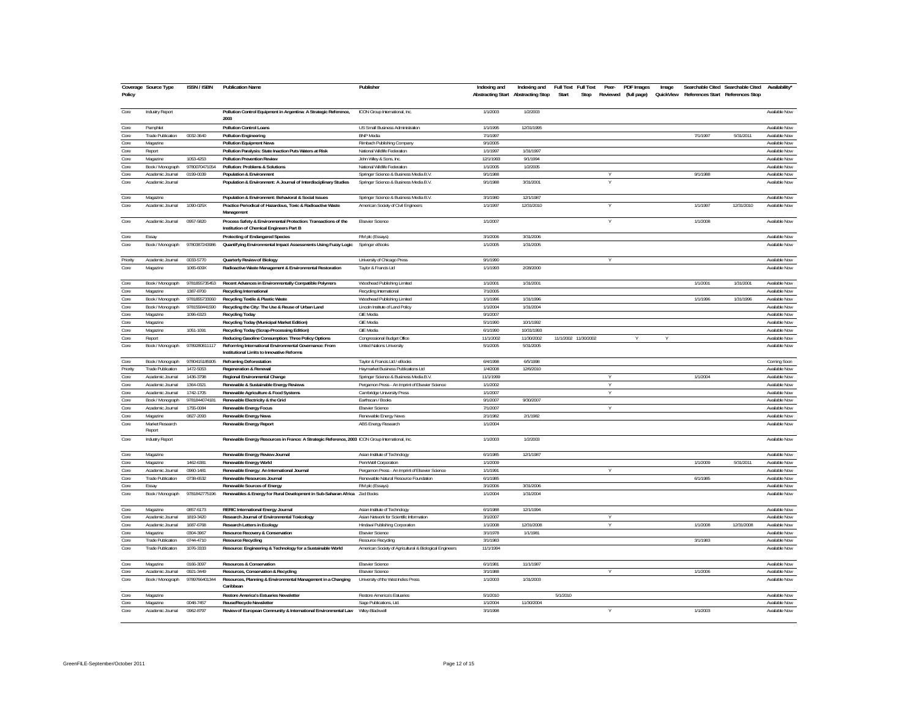| Coverage Policy | Source Type | ISSN / ISBN | Publication Name | Publisher | Indexing and Abstracting Start | Indexing and Abstracting Stop | Full Text Start | Full Text Stop | Peer-Reviewed | PDF Images (full page) | Image QuickView | Searchable Cited References Start | Searchable Cited References Stop | Availability* |
|---|---|---|---|---|---|---|---|---|---|---|---|---|---|---|
| Core | Industry Report | | Pollution Control Equipment in Argentina: A Strategic Reference, 2003 | ICON Group International, Inc. | 1/1/2003 | 1/2/2003 | | | | | | | | Available Now |
| Core | Pamphlet | | Pollution Control Loans | US Small Business Administration | 1/1/1995 | 12/31/1995 | | | | | | | | Available Now |
| Core | Trade Publication | 0032-3640 | Pollution Engineering | BNP Media | 7/1/1997 | | | | | | | 7/1/1997 | 5/31/2011 | Available Now |
| Core | Magazine | | Pollution Equipment News | Rimbach Publishing Company | 9/1/2005 | | | | | | | | | Available Now |
| Core | Report | | Pollution Paralysis: State Inaction Puts Waters at Risk | National Wildlife Federation | 1/1/1997 | 1/31/1997 | | | | | | | | Available Now |
| Core | Magazine | 1053-4253 | Pollution Prevention Review | John Wiley & Sons, Inc. | 12/1/1993 | 9/1/1994 | | | | | | | | Available Now |
| Core | Book / Monograph | 9780070471054 | Pollution: Problems & Solutions | National Wildlife Federation | 1/1/2005 | 1/2/2005 | | | | | | | | Available Now |
| Core | Academic Journal | 0199-0039 | Population & Environment | Springer Science & Business Media B.V. | 9/1/1988 | | | | Y | | | 9/1/1988 | | Available Now |
| Core | Academic Journal | | Population & Environment: A Journal of Interdisciplinary Studies | Springer Science & Business Media B.V. | 9/1/1988 | 3/31/2001 | | | Y | | | | | Available Now |
| Core | Magazine | | Population & Environment: Behavioral & Social Issues | Springer Science & Business Media B.V. | 3/1/1980 | 12/1/1987 | | | | | | | | Available Now |
| Core | Academic Journal | 1090-025X | Practice Periodical of Hazardous, Toxic & Radioactive Waste Management | American Society of Civil Engineers | 1/1/1997 | 12/31/2010 | | | Y | | | 1/1/1997 | 12/31/2010 | Available Now |
| Core | Academic Journal | 0957-5820 | Process Safety & Environmental Protection: Transactions of the Institution of Chemical Engineers Part B | Elsevier Science | 1/1/2007 | | | | Y | | | 1/1/2008 | | Available Now |
| Core | Essay | | Protecting of Endangered Species | RM plc (Essays) | 3/1/2006 | 3/31/2006 | | | | | | | | Available Now |
| Core | Book / Monograph | 9780387243986 | Quantifying Environmental Impact Assessments Using Fuzzy Logic | Springer eBooks | 1/1/2005 | 1/31/2005 | | | | | | | | Available Now |
| Priority | Academic Journal | 0033-5770 | Quarterly Review of Biology | University of Chicago Press | 9/1/1990 | | | | Y | | | | | Available Now |
| Core | Magazine | 1065-609X | Radioactive Waste Management & Environmental Restoration | Taylor & Francis Ltd | 1/1/1993 | 2/28/2000 | | | | | | | | Available Now |
| Core | Book / Monograph | 9781855735453 | Recent Advances in Environmentally Compatible Polymers | Woodhead Publishing Limited | 1/1/2001 | 1/31/2001 | | | | | | 1/1/2001 | 1/31/2001 | Available Now |
| Core | Magazine | 1387-8700 | Recycling International | Recycling International | 7/1/2005 | | | | | | | | | Available Now |
| Core | Book / Monograph | 9781855733060 | Recycling Textile & Plastic Waste | Woodhead Publishing Limited | 1/1/1996 | 1/31/1996 | | | | | | 1/1/1996 | 1/31/1996 | Available Now |
| Core | Book / Monograph | 9781558441590 | Recycling the City: The Use & Reuse of Urban Land | Lincoln Institute of Land Policy | 1/1/2004 | 1/31/2004 | | | | | | | | Available Now |
| Core | Magazine | 1096-6323 | Recycling Today | GIE Media | 9/1/2007 | | | | | | | | | Available Now |
| Core | Magazine | | Recycling Today (Municipal Market Edition) | GIE Media | 5/1/1990 | 10/1/1992 | | | | | | | | Available Now |
| Core | Magazine | 1051-1091 | Recycling Today (Scrap-Processing Edition) | GIE Media | 6/1/1990 | 10/31/1993 | | | | | | | | Available Now |
| Core | Report | | Reducing Gasoline Consumption: Three Policy Options | Congressional Budget Office | 11/1/2002 | 11/30/2002 | 11/1/2002 | 11/30/2002 | | Y | Y | | | Available Now |
| Core | Book / Monograph | 9789280811117 | Reforming International Environmental Governance: From Institutional Limits to Innovative Reforms | United Nations University | 5/1/2005 | 5/31/2005 | | | | | | | | Available Now |
| Core | Book / Monograph | 9780415185905 | Reframing Deforestation | Taylor & Francis Ltd / eBooks | 6/4/1998 | 6/5/1998 | | | | | | | | Coming Soon |
| Priority | Trade Publication | 1472-5053 | Regeneration & Renewal | Haymarket Business Publications Ltd | 1/4/2008 | 12/6/2010 | | | | | | | | Available Now |
| Core | Academic Journal | 1436-3798 | Regional Environmental Change | Springer Science & Business Media B.V. | 11/1/1999 | | | | Y | | | 1/1/2004 | | Available Now |
| Core | Academic Journal | 1364-0321 | Renewable & Sustainable Energy Reviews | Pergamon Press - An Imprint of Elsevier Science | 1/1/2002 | | | | Y | | | | | Available Now |
| Core | Academic Journal | 1742-1705 | Renewable Agriculture & Food Systems | Cambridge University Press | 1/1/2007 | | | | Y | | | | | Available Now |
| Core | Book / Monograph | 9781844074181 | Renewable Electricity & the Grid | Earthscan / Books | 9/1/2007 | 9/30/2007 | | | | | | | | Available Now |
| Core | Academic Journal | 1755-0084 | Renewable Energy Focus | Elsevier Science | 7/1/2007 | | | | Y | | | | | Available Now |
| Core | Magazine | 0827-2093 | Renewable Energy News | Renewable Energy News | 2/1/1982 | 2/1/1982 | | | | | | | | Available Now |
| Core | Market Research Report | | Renewable Energy Report | ABS Energy Research | 1/1/2004 | | | | | | | | | Available Now |
| Core | Industry Report | | Renewable Energy Resources in France: A Strategic Reference, 2003 | ICON Group International, Inc. | 1/1/2003 | 1/2/2003 | | | | | | | | Available Now |
| Core | Magazine | | Renewable Energy Review Journal | Asian Institute of Technology | 6/1/1985 | 12/1/1987 | | | | | | | | Available Now |
| Core | Magazine | 1462-6381 | Renewable Energy World | PennWell Corporation | 1/1/2009 | | | | | | | 1/1/2009 | 5/31/2011 | Available Now |
| Core | Academic Journal | 0960-1481 | Renewable Energy: An International Journal | Pergamon Press - An Imprint of Elsevier Science | 1/1/1991 | | | | Y | | | | | Available Now |
| Core | Trade Publication | 0738-6532 | Renewable Resources Journal | Renewable Natural Resource Foundation | 6/1/1985 | | | | | | | 6/1/1985 | | Available Now |
| Core | Essay | | Renewable Sources of Energy | RM plc (Essays) | 3/1/2006 | 3/31/2006 | | | | | | | | Available Now |
| Core | Book / Monograph | 9781842775196 | Renewables & Energy for Rural Development in Sub-Saharan Africa | Zed Books | 1/1/2004 | 1/31/2004 | | | | | | | | Available Now |
| Core | Magazine | 0857-6173 | RERIC International Energy Journal | Asian Institute of Technology | 6/1/1988 | 12/1/1994 | | | | | | | | Available Now |
| Core | Academic Journal | 1819-3420 | Research Journal of Environmental Toxicology | Asian Network for Scientific Information | 3/1/2007 | | | | Y | | | | | Available Now |
| Core | Academic Journal | 1687-6768 | Research Letters in Ecology | Hindawi Publishing Corporation | 1/1/2008 | 12/31/2008 | | | Y | | | 1/1/2008 | 12/31/2008 | Available Now |
| Core | Magazine | 0304-3967 | Resource Recovery & Conservation | Elsevier Science | 3/1/1978 | 1/1/1981 | | | | | | | | Available Now |
| Core | Trade Publication | 0744-4710 | Resource Recycling | Resource Recycling | 3/1/1983 | | | | | | | 3/1/1983 | | Available Now |
| Core | Trade Publication | 1076-3333 | Resource: Engineering & Technology for a Sustainable World | American Society of Agricultural & Biological Engineers | 11/1/1994 | | | | | | | | | Available Now |
| Core | Magazine | 0166-3097 | Resources & Conservation | Elsevier Science | 6/1/1981 | 11/1/1987 | | | | | | | | Available Now |
| Core | Academic Journal | 0921-3449 | Resources, Conservation & Recycling | Elsevier Science | 3/1/1988 | | | | Y | | | 1/1/2006 | | Available Now |
| Core | Book / Monograph | 9789766401344 | Resources, Planning & Environmental Management in a Changing Caribbean | University of the West Indies Press | 1/1/2003 | 1/31/2003 | | | | | | | | Available Now |
| Core | Magazine | | Restore America's Estuaries Newsletter | Restore America's Estuaries | 5/1/2010 | | 5/1/2010 | | | | | | | Available Now |
| Core | Magazine | 0048-7457 | Reuse/Recycle Newsletter | Sage Publications, Ltd. | 1/1/2004 | 11/30/2004 | | | | | | | | Available Now |
| Core | Academic Journal | 0962-8797 | Review of European Community & International Environmental Law | Wiley-Blackwell | 3/1/1998 | | | | Y | | | 1/1/2003 | | Available Now |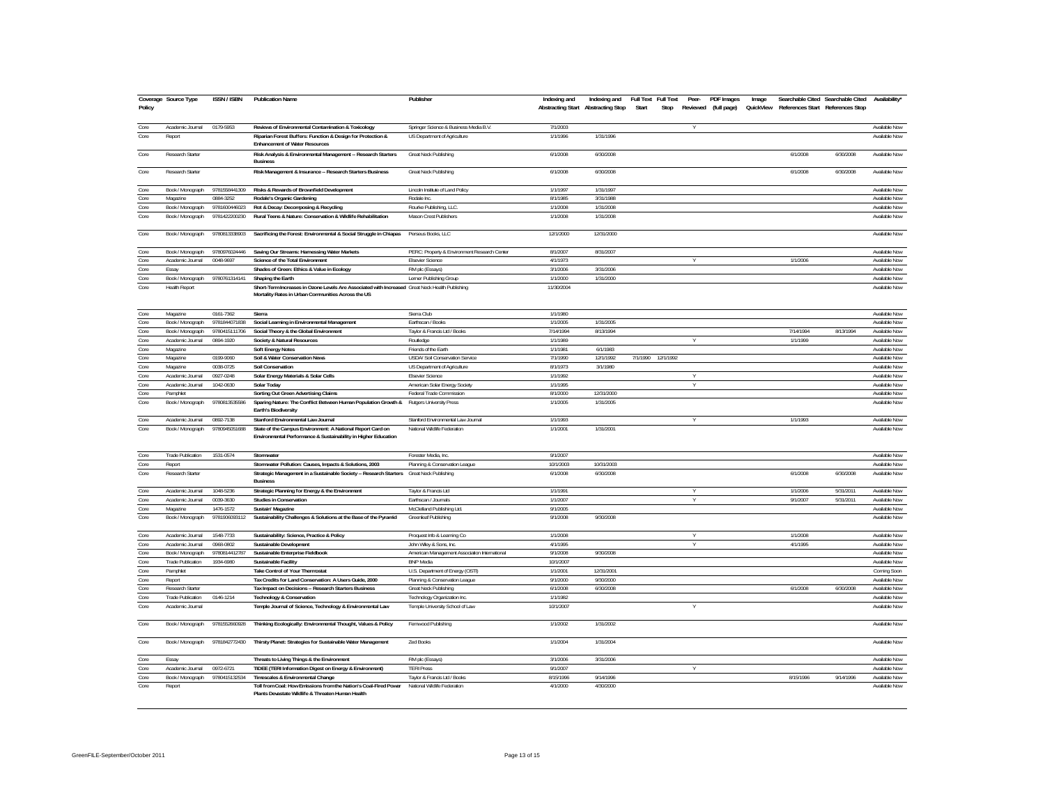| Coverage Policy | Source Type | ISSN / ISBN | Publication Name | Publisher | Indexing and Abstracting Start | Indexing and Abstracting Stop | Full Text Start | Full Text Stop | Peer-Reviewed | PDF Images (full page) | Image QuickView | Searchable Cited References Start | Searchable Cited References Stop | Availability* |
|---|---|---|---|---|---|---|---|---|---|---|---|---|---|---|
| Core | Academic Journal | 0179-5953 | Reviews of Environmental Contamination & Toxicology | Springer Science & Business Media B.V. | 7/1/2003 | | | | Y | | | | | Available Now |
| Core | Report | | Riparian Forest Buffers: Function & Design for Protection & Enhancement of Water Resources | US Department of Agriculture | 1/1/1996 | 1/31/1996 | | | | | | | | Available Now |
| Core | Research Starter | | Risk Analysis & Environmental Management -- Research Starters Business | Great Neck Publishing | 6/1/2008 | 6/30/2008 | | | | | | 6/1/2008 | 6/30/2008 | Available Now |
| Core | Research Starter | | Risk Management & Insurance -- Research Starters Business | Great Neck Publishing | 6/1/2008 | 6/30/2008 | | | | | | 6/1/2008 | 6/30/2008 | Available Now |
| Core | Book / Monograph | 9781558441309 | Risks & Rewards of Brownfield Development | Lincoln Institute of Land Policy | 1/1/1997 | 1/31/1997 | | | | | | | | Available Now |
| Core | Magazine | 0884-3252 | Rodale's Organic Gardening | Rodale Inc. | 8/1/1985 | 3/31/1988 | | | | | | | | Available Now |
| Core | Book / Monograph | 9781600446023 | Rot & Decay: Decomposing & Recycling | Rourke Publishing, LLC. | 1/1/2008 | 1/31/2008 | | | | | | | | Available Now |
| Core | Book / Monograph | 9781422200230 | Rural Teens & Nature: Conservation & Wildlife Rehabilitation | Mason Crest Publishers | 1/1/2008 | 1/31/2008 | | | | | | | | Available Now |
| Core | Book / Monograph | 9780813338903 | Sacrificing the Forest: Environmental & Social Struggle in Chiapas | Perseus Books, LLC | 12/1/2000 | 12/31/2000 | | | | | | | | Available Now |
| Core | Book / Monograph | 9780976024446 | Saving Our Streams: Harnessing Water Markets | PERC: Property & Environment Research Center | 8/1/2007 | 8/31/2007 | | | | | | | | Available Now |
| Core | Academic Journal | 0048-9697 | Science of the Total Environment | Elsevier Science | 4/1/1973 | | | | Y | | | 1/1/2006 | | Available Now |
| Core | Essay | | Shades of Green: Ethics & Value in Ecology | RM plc (Essays) | 3/1/2006 | 3/31/2006 | | | | | | | | Available Now |
| Core | Book / Monograph | 9780761314141 | Shaping the Earth | Lerner Publishing Group | 1/1/2000 | 1/31/2000 | | | | | | | | Available Now |
| Core | Health Report | | Short-Term Increases in Ozone Levels Are Associated with Increased Mortality Rates in Urban Communities Across the US | Great Neck Health Publishing | 11/30/2004 | | | | | | | | | Available Now |
| Core | Magazine | 0161-7362 | Sierra | Sierra Club | 1/1/1980 | | | | | | | | | Available Now |
| Core | Book / Monograph | 9781844071838 | Social Learning in Environmental Management | Earthscan / Books | 1/1/2005 | 1/31/2005 | | | | | | | | Available Now |
| Core | Book / Monograph | 9780415111706 | Social Theory & the Global Environment | Taylor & Francis Ltd / Books | 7/14/1994 | 8/13/1994 | | | | | | 7/14/1994 | 8/13/1994 | Available Now |
| Core | Academic Journal | 0894-1920 | Society & Natural Resources | Routledge | 1/1/1989 | | | | Y | | | 1/1/1999 | | Available Now |
| Core | Magazine | | Soft Energy Notes | Friends of the Earth | 1/1/1981 | 6/1/1983 | | | | | | | | Available Now |
| Core | Magazine | 0199-9060 | Soil & Water Conservation News | USDA/ Soil Conservation Service | 7/1/1990 | 12/1/1992 | 7/1/1990 | 12/1/1992 | | | | | | Available Now |
| Core | Magazine | 0038-0725 | Soil Conservation | US Department of Agriculture | 8/1/1973 | 3/1/1980 | | | | | | | | Available Now |
| Core | Academic Journal | 0927-0248 | Solar Energy Materials & Solar Cells | Elsevier Science | 1/1/1992 | | | | Y | | | | | Available Now |
| Core | Academic Journal | 1042-0630 | Solar Today | American Solar Energy Society | 1/1/1995 | | | | Y | | | | | Available Now |
| Core | Pamphlet | | Sorting Out Green Advertising Claims | Federal Trade Commission | 8/1/2000 | 12/31/2000 | | | | | | | | Available Now |
| Core | Book / Monograph | 9780813535586 | Sparing Nature: The Conflict Between Human Population Growth & Earth's Biodiversity | Rutgers University Press | 1/1/2005 | 1/31/2005 | | | | | | | | Available Now |
| Core | Academic Journal | 0892-7138 | Stanford Environmental Law Journal | Stanford Environmental Law Journal | 1/1/1993 | | | | Y | | | 1/1/1993 | | Available Now |
| Core | Book / Monograph | 9780945051688 | State of the Campus Environment: A National Report Card on Environmental Performance & Sustainability in Higher Education | National Wildlife Federation | 1/1/2001 | 1/31/2001 | | | | | | | | Available Now |
| Core | Trade Publication | 1531-0574 | Stormwater | Forester Media, Inc. | 9/1/2007 | | | | | | | | | Available Now |
| Core | Report | | Stormwater Pollution: Causes, Impacts & Solutions, 2003 | Planning & Conservation League | 10/1/2003 | 10/31/2003 | | | | | | | | Available Now |
| Core | Research Starter | | Strategic Management in a Sustainable Society -- Research Starters Business | Great Neck Publishing | 6/1/2008 | 6/30/2008 | | | | | | 6/1/2008 | 6/30/2008 | Available Now |
| Core | Academic Journal | 1048-5236 | Strategic Planning for Energy & the Environment | Taylor & Francis Ltd | 1/1/1991 | | | | Y | | | 1/1/2006 | 5/31/2011 | Available Now |
| Core | Academic Journal | 0039-3630 | Studies in Conservation | Earthscan / Journals | 1/1/2007 | | | | Y | | | 9/1/2007 | 5/31/2011 | Available Now |
| Core | Magazine | 1476-1572 | Sustain' Magazine | McClelland Publishing Ltd | 9/1/2005 | | | | | | | | | Available Now |
| Core | Book / Monograph | 9781906093112 | Sustainability Challenges & Solutions at the Base of the Pyramid | Greenleaf Publishing | 9/1/2008 | 9/30/2008 | | | | | | | | Available Now |
| Core | Academic Journal | 1548-7733 | Sustainability: Science, Practice & Policy | Proquest Info & Learning Co | 1/1/2008 | | | | Y | | | 1/1/2008 | | Available Now |
| Core | Academic Journal | 0968-0802 | Sustainable Development | John Wiley & Sons, Inc. | 4/1/1995 | | | | Y | | | 4/1/1995 | | Available Now |
| Core | Book / Monograph | 9780814412787 | Sustainable Enterprise Fieldbook | American Management Association International | 9/1/2008 | 9/30/2008 | | | | | | | | Available Now |
| Core | Trade Publication | 1934-6980 | Sustainable Facility | BNP Media | 10/1/2007 | | | | | | | | | Available Now |
| Core | Pamphlet | | Take Control of Your Thermostat | U.S. Department of Energy (OSTI) | 1/1/2001 | 12/31/2001 | | | | | | | | Coming Soon |
| Core | Report | | Tax Credits for Land Conservation: A Users Guide, 2000 | Planning & Conservation League | 9/1/2000 | 9/30/2000 | | | | | | | | Available Now |
| Core | Research Starter | | Tax Impact on Decisions -- Research Starters Business | Great Neck Publishing | 6/1/2008 | 6/30/2008 | | | | | | 6/1/2008 | 6/30/2008 | Available Now |
| Core | Trade Publication | 0146-1214 | Technology & Conservation | Technology Organization Inc. | 1/1/1982 | | | | | | | | | Available Now |
| Core | Academic Journal | | Temple Journal of Science, Technology & Environmental Law | Temple University School of Law | 10/1/2007 | | | | Y | | | | | Available Now |
| Core | Book / Monograph | 9781552660928 | Thinking Ecologically: Environmental Thought, Values & Policy | Fernwood Publishing | 1/1/2002 | 1/31/2002 | | | | | | | | Available Now |
| Core | Book / Monograph | 9781842772430 | Thirsty Planet: Strategies for Sustainable Water Management | Zed Books | 1/1/2004 | 1/31/2004 | | | | | | | | Available Now |
| Core | Essay | | Threats to Living Things & the Environment | RM plc (Essays) | 3/1/2006 | 3/31/2006 | | | | | | | | Available Now |
| Core | Academic Journal | 0972-6721 | TIDEE (TERI Information Digest on Energy & Environment) | TERI Press | 9/1/2007 | | | | Y | | | | | Available Now |
| Core | Book / Monograph | 9780415132534 | Timescales & Environmental Change | Taylor & Francis Ltd / Books | 8/15/1996 | 9/14/1996 | | | | | | 8/15/1996 | 9/14/1996 | Available Now |
| Core | Report | | Toll from Coal: How Emissions from the Nation's Coal-Fired Power Plants Devastate Wildlife & Threaten Human Health | National Wildlife Federation | 4/1/2000 | 4/30/2000 | | | | | | | | Available Now |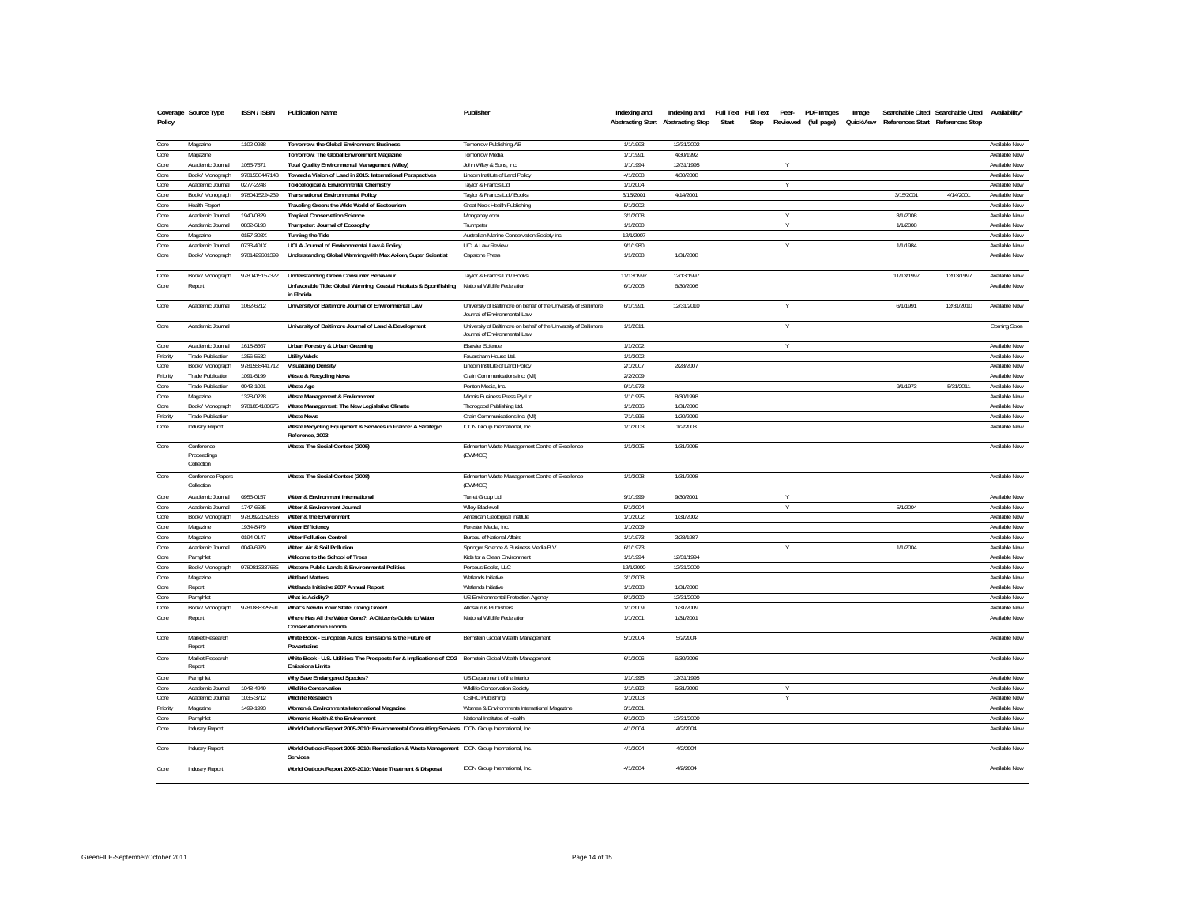| Coverage Policy | Source Type | ISSN / ISBN | Publication Name | Publisher | Indexing and Abstracting Start | Indexing and Abstracting Stop | Full Text Start | Full Text Stop | Peer-Reviewed | PDF Images (full page) | Image QuickView | Searchable Cited References Start | Searchable Cited References Stop | Availability* |
|---|---|---|---|---|---|---|---|---|---|---|---|---|---|---|
| Core | Magazine | 1102-0938 | Tomorrow: the Global Environment Business | Tomorrow Publishing AB | 1/1/1993 | 12/31/2002 | | | | | | | | Available Now |
| Core | Magazine | | Tomorrow: The Global Environment Magazine | Tomorrow Media | 1/1/1991 | 4/30/1992 | | | | | | | | Available Now |
| Core | Academic Journal | 1055-7571 | Total Quality Environmental Management (Wiley) | John Wiley & Sons, Inc. | 1/1/1994 | 12/31/1995 | | | Y | | | | | Available Now |
| Core | Book / Monograph | 9781558447143 | Toward a Vision of Land in 2015: International Perspectives | Lincoln Institute of Land Policy | 4/1/2008 | 4/30/2008 | | | | | | | | Available Now |
| Core | Academic Journal | 0277-2248 | Toxicological & Environmental Chemistry | Taylor & Francis Ltd | 1/1/2004 | | | | Y | | | | | Available Now |
| Core | Book / Monograph | 9780415224239 | Transnational Environmental Policy | Taylor & Francis Ltd / Books | 3/15/2001 | 4/14/2001 | | | | | | 3/15/2001 | 4/14/2001 | Available Now |
| Core | Health Report | | Traveling Green: the Wide World of Ecotourism | Great Neck Health Publishing | 5/1/2002 | | | | | | | | | Available Now |
| Core | Academic Journal | 1940-0829 | Tropical Conservation Science | Mongabay.com | 3/1/2008 | | | | Y | | | 3/1/2008 | | Available Now |
| Core | Academic Journal | 0832-6193 | Trumpeter: Journal of Ecosophy | Trumpeter | 1/1/2000 | | | | Y | | | 1/1/2008 | | Available Now |
| Core | Magazine | 0157-308X | Turning the Tide | Australian Marine Conservation Society Inc. | 12/1/2007 | | | | | | | | | Available Now |
| Core | Academic Journal | 0733-401X | UCLA Journal of Environmental Law & Policy | UCLA Law Review | 9/1/1980 | | | | Y | | | 1/1/1984 | | Available Now |
| Core | Book / Monograph | 9781429601399 | Understanding Global Warming with Max Axiom, Super Scientist | Capstone Press | 1/1/2008 | 1/31/2008 | | | | | | | | Available Now |
| Core | Book / Monograph | 9780415157322 | Understanding Green Consumer Behaviour | Taylor & Francis Ltd / Books | 11/13/1997 | 12/13/1997 | | | | | | 11/13/1997 | 12/13/1997 | Available Now |
| Core | Report | | Unfavorable Tide: Global Warming, Coastal Habitats & Sportfishing in Florida | National Wildlife Federation | 6/1/2006 | 6/30/2006 | | | | | | | | Available Now |
| Core | Academic Journal | 1062-6212 | University of Baltimore Journal of Environmental Law | University of Baltimore on behalf of the University of Baltimore Journal of Environmental Law | 6/1/1991 | 12/31/2010 | | | Y | | | 6/1/1991 | 12/31/2010 | Available Now |
| Core | Academic Journal | | University of Baltimore Journal of Land & Development | University of Baltimore on behalf of the University of Baltimore Journal of Environmental Law | 1/1/2011 | | | | Y | | | | | Coming Soon |
| Core | Academic Journal | 1618-8667 | Urban Forestry & Urban Greening | Elsevier Science | 1/1/2002 | | | | Y | | | | | Available Now |
| Priority | Trade Publication | 1356-5532 | Utility Week | Faversham House Ltd | 1/1/2002 | | | | | | | | | Available Now |
| Core | Book / Monograph | 9781558441712 | Visualizing Density | Lincoln Institute of Land Policy | 2/1/2007 | 2/28/2007 | | | | | | | | Available Now |
| Priority | Trade Publication | 1091-6199 | Waste & Recycling News | Crain Communications Inc. (MI) | 2/2/2009 | | | | | | | | | Available Now |
| Core | Trade Publication | 0043-1001 | Waste Age | Penton Media, Inc. | 9/1/1973 | | | | | | | 9/1/1973 | 5/31/2011 | Available Now |
| Core | Magazine | 1328-0226 | Waste Management & Environment | Minnis Business Press Pty Ltd | 1/1/1995 | 8/30/1998 | | | | | | | | Available Now |
| Core | Book / Monograph | 9781854183675 | Waste Management: The New Legislative Climate | Thorogood Publishing Ltd | 1/1/2006 | 1/31/2006 | | | | | | | | Available Now |
| Priority | Trade Publication | | Waste News | Crain Communications Inc. (MI) | 7/1/1996 | 1/20/2009 | | | | | | | | Available Now |
| Core | Industry Report | | Waste Recycling Equipment & Services in France: A Strategic Reference, 2003 | ICON Group International, Inc. | 1/1/2003 | 1/2/2003 | | | | | | | | Available Now |
| Core | Conference Proceedings Collection | | Waste: The Social Context (2005) | Edmonton Waste Management Centre of Excellence (EWMCE) | 1/1/2005 | 1/31/2005 | | | | | | | | Available Now |
| Core | Conference Papers Collection | | Waste: The Social Context (2008) | Edmonton Waste Management Centre of Excellence (EWMCE) | 1/1/2008 | 1/31/2008 | | | | | | | | Available Now |
| Core | Academic Journal | 0956-0157 | Water & Environment International | Turret Group Ltd | 9/1/1999 | 9/30/2001 | | | Y | | | | | Available Now |
| Core | Academic Journal | 1747-6585 | Water & Environment Journal | Wiley-Blackwell | 5/1/2004 | | | | Y | | | 5/1/2004 | | Available Now |
| Core | Book / Monograph | 9780922152636 | Water & the Environment | American Geological Institute | 1/1/2002 | 1/31/2002 | | | | | | | | Available Now |
| Core | Magazine | 1934-8479 | Water Efficiency | Forester Media, Inc. | 1/1/2009 | | | | | | | | | Available Now |
| Core | Magazine | 0194-0147 | Water Pollution Control | Bureau of National Affairs | 1/1/1973 | 2/28/1987 | | | | | | | | Available Now |
| Core | Academic Journal | 0049-6979 | Water, Air & Soil Pollution | Springer Science & Business Media B.V. | 6/1/1973 | | | | Y | | | 1/1/2004 | | Available Now |
| Core | Pamphlet | | Welcome to the School of Trees | Kids for a Clean Environment | 1/1/1994 | 12/31/1994 | | | | | | | | Available Now |
| Core | Book / Monograph | 9780813337685 | Western Public Lands & Environmental Politics | Perseus Books, LLC | 12/1/2000 | 12/31/2000 | | | | | | | | Available Now |
| Core | Magazine | | Wetland Matters | Wetlands Initiative | 3/1/2008 | | | | | | | | | Available Now |
| Core | Report | | Wetlands Initiative 2007 Annual Report | Wetlands Initiative | 1/1/2008 | 1/31/2008 | | | | | | | | Available Now |
| Core | Pamphlet | | What is Acidity? | US Environmental Protection Agency | 8/1/2000 | 12/31/2000 | | | | | | | | Available Now |
| Core | Book / Monograph | 9781888325591 | What's New In Your State: Going Green! | Allosaurus Publishers | 1/1/2009 | 1/31/2009 | | | | | | | | Available Now |
| Core | Report | | Where Has All the Water Gone?: A Citizen's Guide to Water Conservation in Florida | National Wildlife Federation | 1/1/2001 | 1/31/2001 | | | | | | | | Available Now |
| Core | Market Research Report | | White Book - European Autos: Emissions & the Future of Powertrains | Bernstein Global Wealth Management | 5/1/2004 | 5/2/2004 | | | | | | | | Available Now |
| Core | Market Research Report | | White Book - U.S. Utilities: The Prospects for & Implications of CO2 Emissions Limits | Bernstein Global Wealth Management | 6/1/2006 | 6/30/2006 | | | | | | | | Available Now |
| Core | Pamphlet | | Why Save Endangered Species? | US Department of the Interior | 1/1/1995 | 12/31/1995 | | | | | | | | Available Now |
| Core | Academic Journal | 1048-4949 | Wildlife Conservation | Wildlife Conservation Society | 1/1/1992 | 5/31/2009 | | | Y | | | | | Available Now |
| Core | Academic Journal | 1035-3712 | Wildlife Research | CSIRO Publishing | 1/1/2003 | | | | Y | | | | | Available Now |
| Priority | Magazine | 1409-1993 | Women & Environments International Magazine | Women & Environments International Magazine | 3/1/2001 | | | | | | | | | Available Now |
| Core | Pamphlet | | Women's Health & the Environment | National Institutes of Health | 6/1/2000 | 12/31/2000 | | | | | | | | Available Now |
| Core | Industry Report | | World Outlook Report 2005-2010: Environmental Consulting Services | ICON Group International, Inc. | 4/1/2004 | 4/2/2004 | | | | | | | | Available Now |
| Core | Industry Report | | World Outlook Report 2005-2010: Remediation & Waste Management Services | ICON Group International, Inc. | 4/1/2004 | 4/2/2004 | | | | | | | | Available Now |
| Core | Industry Report | | World Outlook Report 2005-2010: Waste Treatment & Disposal | ICON Group International, Inc. | 4/1/2004 | 4/2/2004 | | | | | | | | Available Now |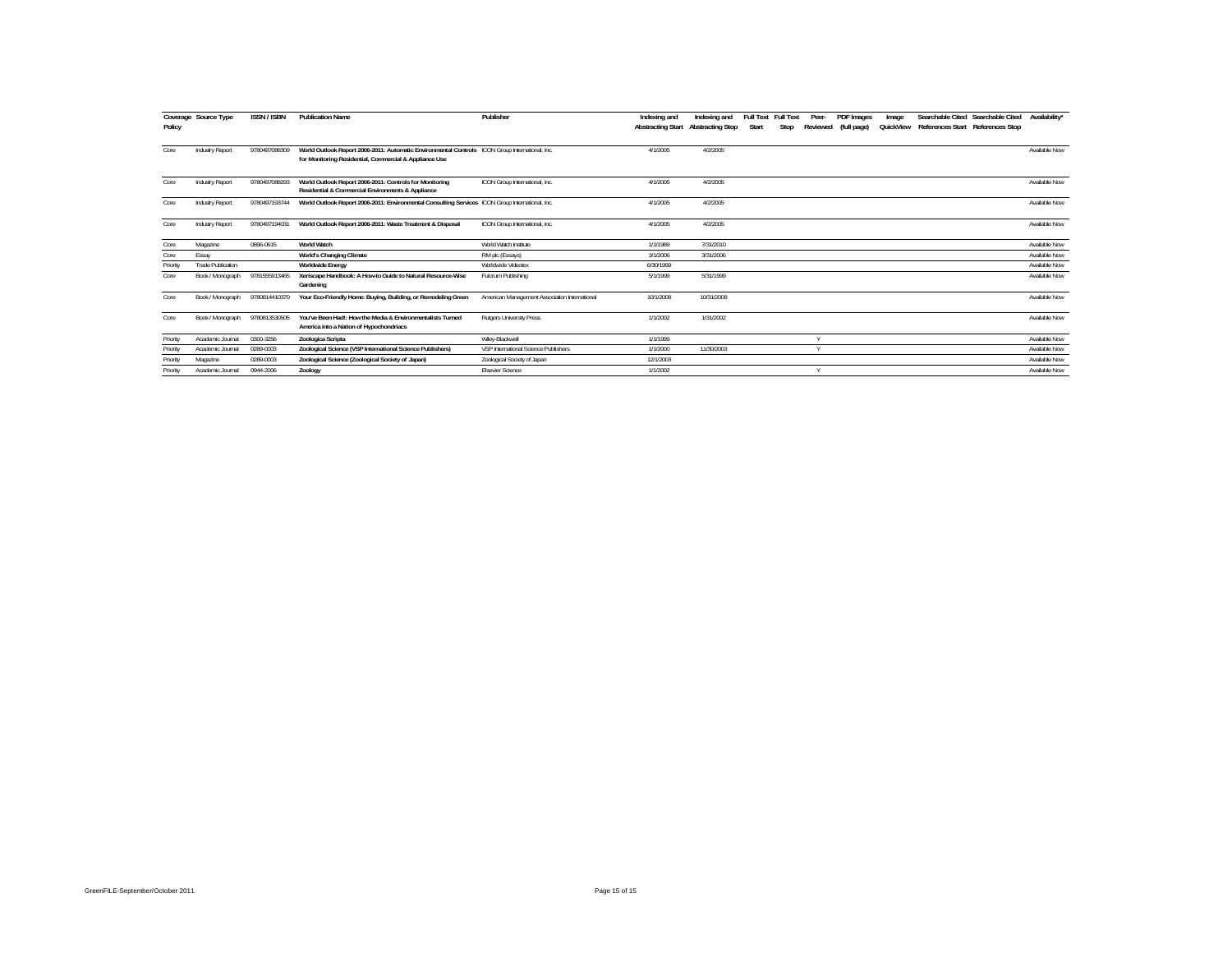| Coverage Policy | Source Type | ISSN / ISBN | Publication Name | Publisher | Indexing and Abstracting Start | Indexing and Abstracting Stop | Full Text Start | Full Text Stop | Peer-Reviewed | PDF Images (full page) | Image QuickView | Searchable Cited References Start | Searchable Cited References Stop | Availability* |
|---|---|---|---|---|---|---|---|---|---|---|---|---|---|---|
| Core | Industry Report | 9780497088309 | **World Outlook Report 2006-2011: Automatic Environmental Controls for Monitoring Residential, Commercial & Appliance Use** | ICON Group International, Inc. | 4/1/2005 | 4/2/2005 | | | | | | | | Available Now |
| Core | Industry Report | 9780497088293 | **World Outlook Report 2006-2011: Controls for Monitoring Residential & Commercial Environments & Appliance** | ICON Group International, Inc. | 4/1/2005 | 4/2/2005 | | | | | | | | Available Now |
| Core | Industry Report | 9780497193744 | **World Outlook Report 2006-2011: Environmental Consulting Services** | ICON Group International, Inc. | 4/1/2005 | 4/2/2005 | | | | | | | | Available Now |
| Core | Industry Report | 9780497194031 | **World Outlook Report 2006-2011: Waste Treatment & Disposal** | ICON Group International, Inc. | 4/1/2005 | 4/2/2005 | | | | | | | | Available Now |
| Core | Magazine | 0896-0615 | **World Watch** | World Watch Institute | 1/1/1989 | 7/31/2010 | | | | | | | | Available Now |
| Core | Essay | | **World's Changing Climate** | RM plc (Essays) | 3/1/2006 | 3/31/2006 | | | | | | | | Available Now |
| Priority | Trade Publication | | **Worldwide Energy** | Worldwide Videotex | 6/30/1999 | | | | | | | | | Available Now |
| Core | Book / Monograph | 9781555913465 | **Xeriscape Handbook: A How-to Guide to Natural Resource-Wise Gardening** | Fulcrum Publishing | 5/1/1999 | 5/31/1999 | | | | | | | | Available Now |
| Core | Book / Monograph | 9780814410370 | **Your Eco-Friendly Home: Buying, Building, or Remodeling Green** | American Management Association International | 10/1/2008 | 10/31/2008 | | | | | | | | Available Now |
| Core | Book / Monograph | 9780813530505 | **You've Been Had!: How the Media & Environmentalists Turned America into a Nation of Hypochondriacs** | Rutgers University Press | 1/1/2002 | 1/31/2002 | | | | | | | | Available Now |
| Priority | Academic Journal | 0300-3256 | **Zoologica Scripta** | Wiley-Blackwell | 1/1/1999 | | | | Y | | | | | Available Now |
| Priority | Academic Journal | 0289-0003 | **Zoological Science (VSP International Science Publishers)** | VSP International Science Publishers | 1/1/2000 | 11/30/2003 | | | Y | | | | | Available Now |
| Priority | Magazine | 0289-0003 | **Zoological Science (Zoological Society of Japan)** | Zoological Society of Japan | 12/1/2003 | | | | | | | | | Available Now |
| Priority | Academic Journal | 0944-2006 | **Zoology** | Elsevier Science | 1/1/2002 | | | | Y | | | | | Available Now |